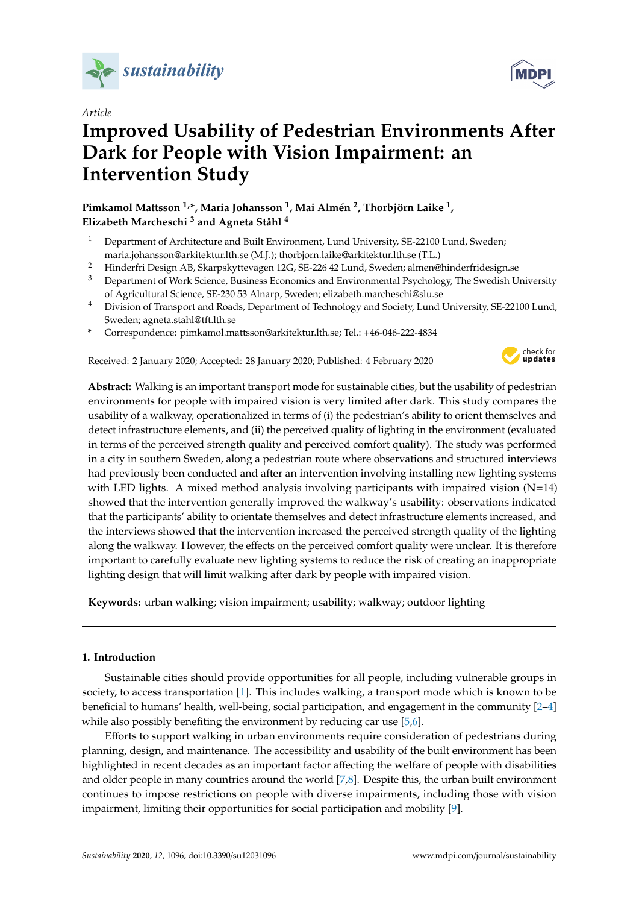*sustainability*

Article

# Improved Usability of Pedestrian Environments After Dark for People with Vision Impairment: an Intervention Study

**Pimkamol Mattsson [1,*], Maria Johansson [1], Mai Almén [2], Thorbjörn Laike [1], Elizabeth Marcheschi [3] and Agneta Ståhl [4]**

1. Department of Architecture and Built Environment, Lund University, SE-22100 Lund, Sweden; maria.johansson@arkitektur.lth.se (M.J.); thorbjorn.laike@arkitektur.lth.se (T.L.)
2. Hinderfri Design AB, Skarpskyttevägen 12G, SE-226 42 Lund, Sweden; almen@hinderfridesign.se
3. Department of Work Science, Business Economics and Environmental Psychology, The Swedish University of Agricultural Science, SE-230 53 Alnarp, Sweden; elizabeth.marcheschi@slu.se
4. Division of Transport and Roads, Department of Technology and Society, Lund University, SE-22100 Lund, Sweden; agneta.stahl@tft.lth.se

\* Correspondence: pimkamol.mattsson@arkitektur.lth.se; Tel.: +46-046-222-4834

Received: 2 January 2020; Accepted: 28 January 2020; Published: 4 February 2020

**Abstract:** Walking is an important transport mode for sustainable cities, but the usability of pedestrian environments for people with impaired vision is very limited after dark. This study compares the usability of a walkway, operationalized in terms of (i) the pedestrian's ability to orient themselves and detect infrastructure elements, and (ii) the perceived quality of lighting in the environment (evaluated in terms of the perceived strength quality and perceived comfort quality). The study was performed in a city in southern Sweden, along a pedestrian route where observations and structured interviews had previously been conducted and after an intervention involving installing new lighting systems with LED lights. A mixed method analysis involving participants with impaired vision (N=14) showed that the intervention generally improved the walkway's usability: observations indicated that the participants' ability to orientate themselves and detect infrastructure elements increased, and the interviews showed that the intervention increased the perceived strength quality of the lighting along the walkway. However, the effects on the perceived comfort quality were unclear. It is therefore important to carefully evaluate new lighting systems to reduce the risk of creating an inappropriate lighting design that will limit walking after dark by people with impaired vision.

**Keywords:** urban walking; vision impairment; usability; walkway; outdoor lighting

## 1. Introduction

Sustainable cities should provide opportunities for all people, including vulnerable groups in society, to access transportation [1]. This includes walking, a transport mode which is known to be beneficial to humans' health, well-being, social participation, and engagement in the community [2–4] while also possibly benefiting the environment by reducing car use [5,6].

Efforts to support walking in urban environments require consideration of pedestrians during planning, design, and maintenance. The accessibility and usability of the built environment has been highlighted in recent decades as an important factor affecting the welfare of people with disabilities and older people in many countries around the world [7,8]. Despite this, the urban built environment continues to impose restrictions on people with diverse impairments, including those with vision impairment, limiting their opportunities for social participation and mobility [9].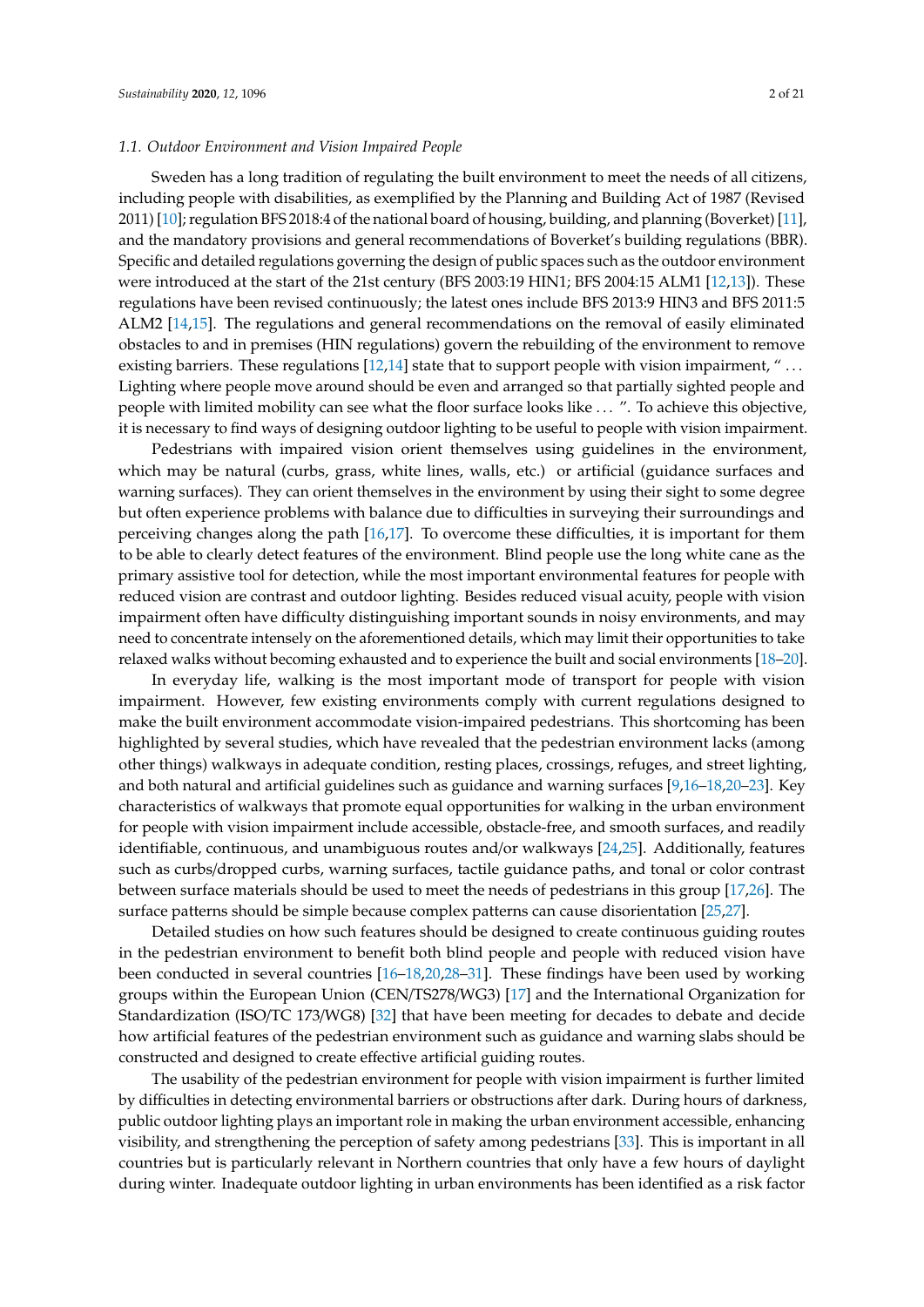### 1.1. Outdoor Environment and Vision Impaired People

Sweden has a long tradition of regulating the built environment to meet the needs of all citizens, including people with disabilities, as exemplified by the Planning and Building Act of 1987 (Revised 2011) [10]; regulation BFS 2018:4 of the national board of housing, building, and planning (Boverket) [11], and the mandatory provisions and general recommendations of Boverket's building regulations (BBR). Specific and detailed regulations governing the design of public spaces such as the outdoor environment were introduced at the start of the 21st century (BFS 2003:19 HIN1; BFS 2004:15 ALM1 [12,13]). These regulations have been revised continuously; the latest ones include BFS 2013:9 HIN3 and BFS 2011:5 ALM2 [14,15]. The regulations and general recommendations on the removal of easily eliminated obstacles to and in premises (HIN regulations) govern the rebuilding of the environment to remove existing barriers. These regulations [12,14] state that to support people with vision impairment, " ... Lighting where people move around should be even and arranged so that partially sighted people and people with limited mobility can see what the floor surface looks like ... ". To achieve this objective, it is necessary to find ways of designing outdoor lighting to be useful to people with vision impairment.

Pedestrians with impaired vision orient themselves using guidelines in the environment, which may be natural (curbs, grass, white lines, walls, etc.) or artificial (guidance surfaces and warning surfaces). They can orient themselves in the environment by using their sight to some degree but often experience problems with balance due to difficulties in surveying their surroundings and perceiving changes along the path [16,17]. To overcome these difficulties, it is important for them to be able to clearly detect features of the environment. Blind people use the long white cane as the primary assistive tool for detection, while the most important environmental features for people with reduced vision are contrast and outdoor lighting. Besides reduced visual acuity, people with vision impairment often have difficulty distinguishing important sounds in noisy environments, and may need to concentrate intensely on the aforementioned details, which may limit their opportunities to take relaxed walks without becoming exhausted and to experience the built and social environments [18–20].

In everyday life, walking is the most important mode of transport for people with vision impairment. However, few existing environments comply with current regulations designed to make the built environment accommodate vision-impaired pedestrians. This shortcoming has been highlighted by several studies, which have revealed that the pedestrian environment lacks (among other things) walkways in adequate condition, resting places, crossings, refuges, and street lighting, and both natural and artificial guidelines such as guidance and warning surfaces [9,16–18,20–23]. Key characteristics of walkways that promote equal opportunities for walking in the urban environment for people with vision impairment include accessible, obstacle-free, and smooth surfaces, and readily identifiable, continuous, and unambiguous routes and/or walkways [24,25]. Additionally, features such as curbs/dropped curbs, warning surfaces, tactile guidance paths, and tonal or color contrast between surface materials should be used to meet the needs of pedestrians in this group [17,26]. The surface patterns should be simple because complex patterns can cause disorientation [25,27].

Detailed studies on how such features should be designed to create continuous guiding routes in the pedestrian environment to benefit both blind people and people with reduced vision have been conducted in several countries [16–18,20,28–31]. These findings have been used by working groups within the European Union (CEN/TS278/WG3) [17] and the International Organization for Standardization (ISO/TC 173/WG8) [32] that have been meeting for decades to debate and decide how artificial features of the pedestrian environment such as guidance and warning slabs should be constructed and designed to create effective artificial guiding routes.

The usability of the pedestrian environment for people with vision impairment is further limited by difficulties in detecting environmental barriers or obstructions after dark. During hours of darkness, public outdoor lighting plays an important role in making the urban environment accessible, enhancing visibility, and strengthening the perception of safety among pedestrians [33]. This is important in all countries but is particularly relevant in Northern countries that only have a few hours of daylight during winter. Inadequate outdoor lighting in urban environments has been identified as a risk factor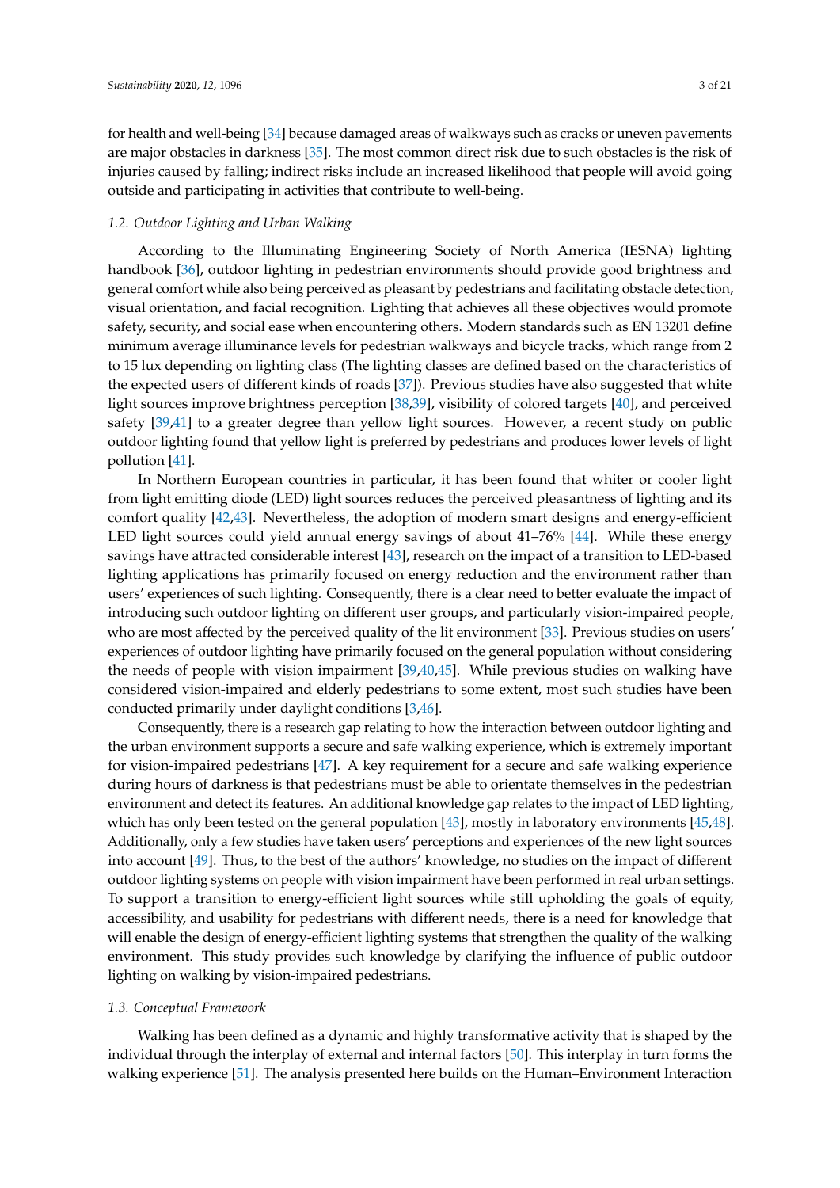for health and well-being [34] because damaged areas of walkways such as cracks or uneven pavements are major obstacles in darkness [35]. The most common direct risk due to such obstacles is the risk of injuries caused by falling; indirect risks include an increased likelihood that people will avoid going outside and participating in activities that contribute to well-being.

### *1.2. Outdoor Lighting and Urban Walking*

According to the Illuminating Engineering Society of North America (IESNA) lighting handbook [36], outdoor lighting in pedestrian environments should provide good brightness and general comfort while also being perceived as pleasant by pedestrians and facilitating obstacle detection, visual orientation, and facial recognition. Lighting that achieves all these objectives would promote safety, security, and social ease when encountering others. Modern standards such as EN 13201 define minimum average illuminance levels for pedestrian walkways and bicycle tracks, which range from 2 to 15 lux depending on lighting class (The lighting classes are defined based on the characteristics of the expected users of different kinds of roads [37]). Previous studies have also suggested that white light sources improve brightness perception [38,39], visibility of colored targets [40], and perceived safety [39,41] to a greater degree than yellow light sources. However, a recent study on public outdoor lighting found that yellow light is preferred by pedestrians and produces lower levels of light pollution [41].

In Northern European countries in particular, it has been found that whiter or cooler light from light emitting diode (LED) light sources reduces the perceived pleasantness of lighting and its comfort quality [42,43]. Nevertheless, the adoption of modern smart designs and energy-efficient LED light sources could yield annual energy savings of about 41–76% [44]. While these energy savings have attracted considerable interest [43], research on the impact of a transition to LED-based lighting applications has primarily focused on energy reduction and the environment rather than users' experiences of such lighting. Consequently, there is a clear need to better evaluate the impact of introducing such outdoor lighting on different user groups, and particularly vision-impaired people, who are most affected by the perceived quality of the lit environment [33]. Previous studies on users' experiences of outdoor lighting have primarily focused on the general population without considering the needs of people with vision impairment [39,40,45]. While previous studies on walking have considered vision-impaired and elderly pedestrians to some extent, most such studies have been conducted primarily under daylight conditions [3,46].

Consequently, there is a research gap relating to how the interaction between outdoor lighting and the urban environment supports a secure and safe walking experience, which is extremely important for vision-impaired pedestrians [47]. A key requirement for a secure and safe walking experience during hours of darkness is that pedestrians must be able to orientate themselves in the pedestrian environment and detect its features. An additional knowledge gap relates to the impact of LED lighting, which has only been tested on the general population [43], mostly in laboratory environments [45,48]. Additionally, only a few studies have taken users' perceptions and experiences of the new light sources into account [49]. Thus, to the best of the authors' knowledge, no studies on the impact of different outdoor lighting systems on people with vision impairment have been performed in real urban settings. To support a transition to energy-efficient light sources while still upholding the goals of equity, accessibility, and usability for pedestrians with different needs, there is a need for knowledge that will enable the design of energy-efficient lighting systems that strengthen the quality of the walking environment. This study provides such knowledge by clarifying the influence of public outdoor lighting on walking by vision-impaired pedestrians.

### *1.3. Conceptual Framework*

Walking has been defined as a dynamic and highly transformative activity that is shaped by the individual through the interplay of external and internal factors [50]. This interplay in turn forms the walking experience [51]. The analysis presented here builds on the Human–Environment Interaction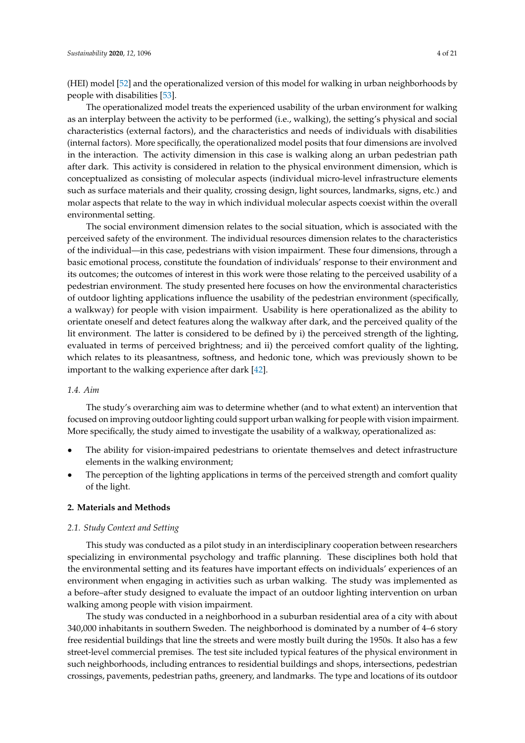(HEI) model [52] and the operationalized version of this model for walking in urban neighborhoods by people with disabilities [53].

The operationalized model treats the experienced usability of the urban environment for walking as an interplay between the activity to be performed (i.e., walking), the setting's physical and social characteristics (external factors), and the characteristics and needs of individuals with disabilities (internal factors). More specifically, the operationalized model posits that four dimensions are involved in the interaction. The activity dimension in this case is walking along an urban pedestrian path after dark. This activity is considered in relation to the physical environment dimension, which is conceptualized as consisting of molecular aspects (individual micro-level infrastructure elements such as surface materials and their quality, crossing design, light sources, landmarks, signs, etc.) and molar aspects that relate to the way in which individual molecular aspects coexist within the overall environmental setting.

The social environment dimension relates to the social situation, which is associated with the perceived safety of the environment. The individual resources dimension relates to the characteristics of the individual—in this case, pedestrians with vision impairment. These four dimensions, through a basic emotional process, constitute the foundation of individuals' response to their environment and its outcomes; the outcomes of interest in this work were those relating to the perceived usability of a pedestrian environment. The study presented here focuses on how the environmental characteristics of outdoor lighting applications influence the usability of the pedestrian environment (specifically, a walkway) for people with vision impairment. Usability is here operationalized as the ability to orientate oneself and detect features along the walkway after dark, and the perceived quality of the lit environment. The latter is considered to be defined by i) the perceived strength of the lighting, evaluated in terms of perceived brightness; and ii) the perceived comfort quality of the lighting, which relates to its pleasantness, softness, and hedonic tone, which was previously shown to be important to the walking experience after dark [42].

### *1.4. Aim*

The study's overarching aim was to determine whether (and to what extent) an intervention that focused on improving outdoor lighting could support urban walking for people with vision impairment. More specifically, the study aimed to investigate the usability of a walkway, operationalized as:

- The ability for vision-impaired pedestrians to orientate themselves and detect infrastructure elements in the walking environment;
- The perception of the lighting applications in terms of the perceived strength and comfort quality of the light.

## **2. Materials and Methods**

### *2.1. Study Context and Setting*

This study was conducted as a pilot study in an interdisciplinary cooperation between researchers specializing in environmental psychology and traffic planning. These disciplines both hold that the environmental setting and its features have important effects on individuals' experiences of an environment when engaging in activities such as urban walking. The study was implemented as a before–after study designed to evaluate the impact of an outdoor lighting intervention on urban walking among people with vision impairment.

The study was conducted in a neighborhood in a suburban residential area of a city with about 340,000 inhabitants in southern Sweden. The neighborhood is dominated by a number of 4–6 story free residential buildings that line the streets and were mostly built during the 1950s. It also has a few street-level commercial premises. The test site included typical features of the physical environment in such neighborhoods, including entrances to residential buildings and shops, intersections, pedestrian crossings, pavements, pedestrian paths, greenery, and landmarks. The type and locations of its outdoor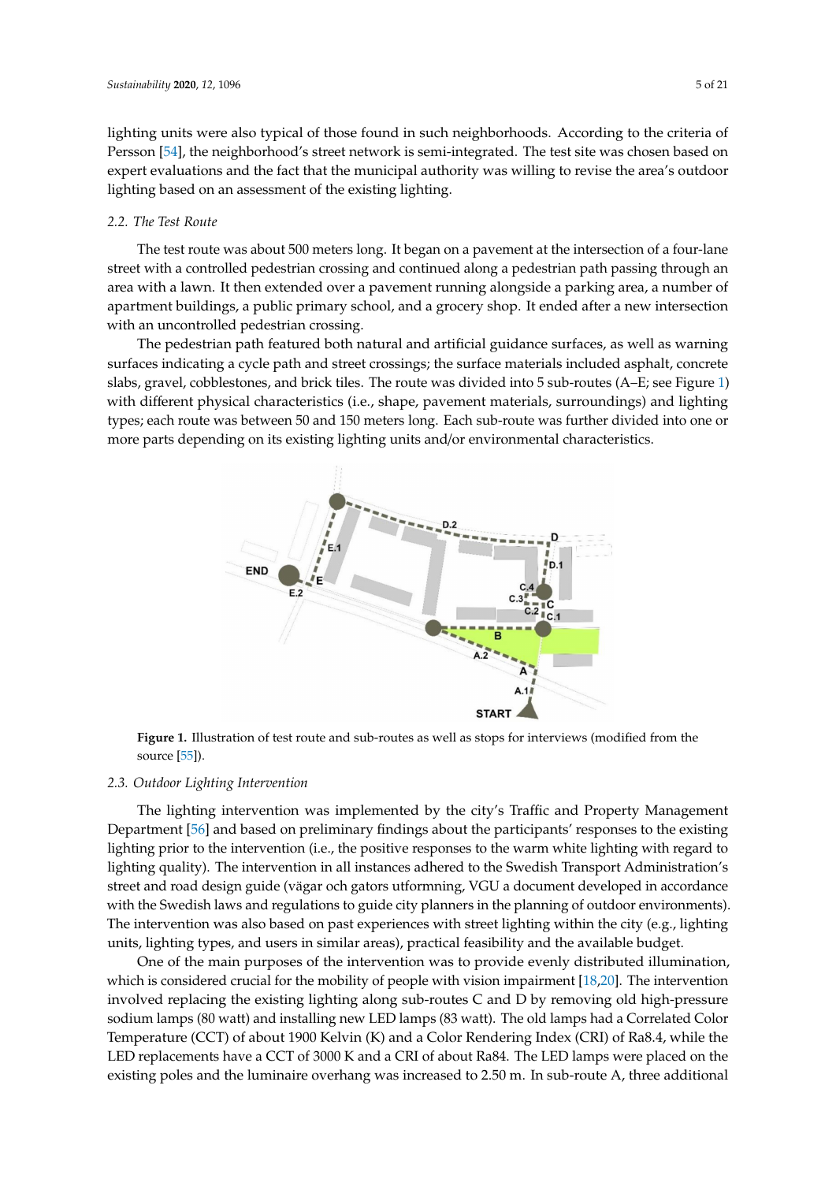lighting units were also typical of those found in such neighborhoods. According to the criteria of Persson [54], the neighborhood's street network is semi-integrated. The test site was chosen based on expert evaluations and the fact that the municipal authority was willing to revise the area's outdoor lighting based on an assessment of the existing lighting.

### 2.2. The Test Route

The test route was about 500 meters long. It began on a pavement at the intersection of a four-lane street with a controlled pedestrian crossing and continued along a pedestrian path passing through an area with a lawn. It then extended over a pavement running alongside a parking area, a number of apartment buildings, a public primary school, and a grocery shop. It ended after a new intersection with an uncontrolled pedestrian crossing.

The pedestrian path featured both natural and artificial guidance surfaces, as well as warning surfaces indicating a cycle path and street crossings; the surface materials included asphalt, concrete slabs, gravel, cobblestones, and brick tiles. The route was divided into 5 sub-routes (A–E; see Figure 1) with different physical characteristics (i.e., shape, pavement materials, surroundings) and lighting types; each route was between 50 and 150 meters long. Each sub-route was further divided into one or more parts depending on its existing lighting units and/or environmental characteristics.

**Figure 1.** Illustration of test route and sub-routes as well as stops for interviews (modified from the source [55]).

### 2.3. Outdoor Lighting Intervention

The lighting intervention was implemented by the city's Traffic and Property Management Department [56] and based on preliminary findings about the participants' responses to the existing lighting prior to the intervention (i.e., the positive responses to the warm white lighting with regard to lighting quality). The intervention in all instances adhered to the Swedish Transport Administration's street and road design guide (vägar och gators utformning, VGU a document developed in accordance with the Swedish laws and regulations to guide city planners in the planning of outdoor environments). The intervention was also based on past experiences with street lighting within the city (e.g., lighting units, lighting types, and users in similar areas), practical feasibility and the available budget.

One of the main purposes of the intervention was to provide evenly distributed illumination, which is considered crucial for the mobility of people with vision impairment [18,20]. The intervention involved replacing the existing lighting along sub-routes C and D by removing old high-pressure sodium lamps (80 watt) and installing new LED lamps (83 watt). The old lamps had a Correlated Color Temperature (CCT) of about 1900 Kelvin (K) and a Color Rendering Index (CRI) of Ra8.4, while the LED replacements have a CCT of 3000 K and a CRI of about Ra84. The LED lamps were placed on the existing poles and the luminaire overhang was increased to 2.50 m. In sub-route A, three additional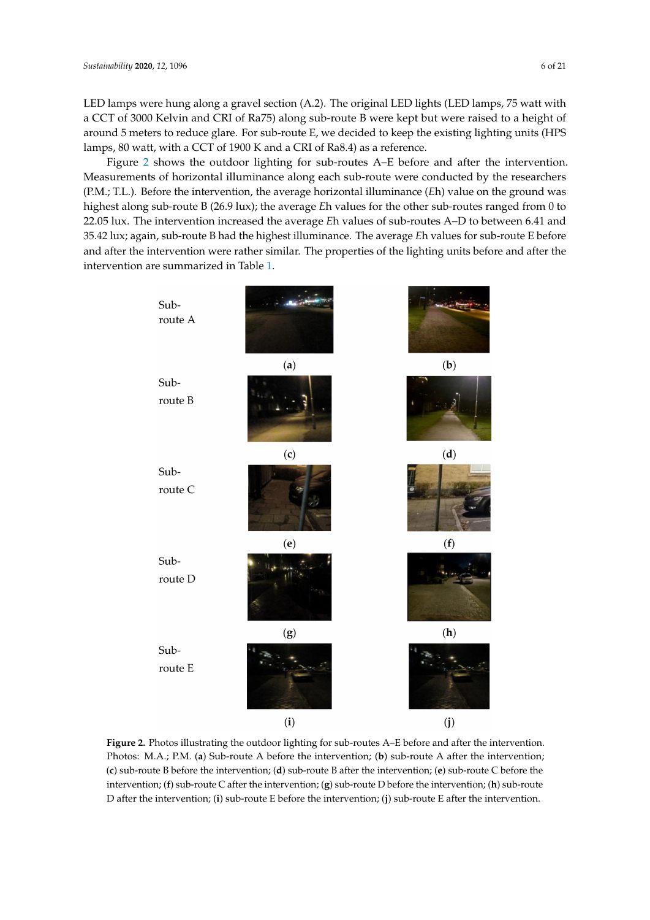LED lamps were hung along a gravel section (A.2). The original LED lights (LED lamps, 75 watt with a CCT of 3000 Kelvin and CRI of Ra75) along sub-route B were kept but were raised to a height of around 5 meters to reduce glare. For sub-route E, we decided to keep the existing lighting units (HPS lamps, 80 watt, with a CCT of 1900 K and a CRI of Ra8.4) as a reference.

Figure 2 shows the outdoor lighting for sub-routes A–E before and after the intervention. Measurements of horizontal illuminance along each sub-route were conducted by the researchers (P.M.; T.L.). Before the intervention, the average horizontal illuminance (*E*h) value on the ground was highest along sub-route B (26.9 lux); the average *E*h values for the other sub-routes ranged from 0 to 22.05 lux. The intervention increased the average *E*h values of sub-routes A–D to between 6.41 and 35.42 lux; again, sub-route B had the highest illuminance. The average *E*h values for sub-route E before and after the intervention were rather similar. The properties of the lighting units before and after the intervention are summarized in Table 1.

Sub-route A

(**a**) (**b**)

Sub-route B

(**c**) (**d**)

Sub-route C

(**e**) (**f**)

Sub-route D

(**g**) (**h**)

Sub-route E

(**i**) (**j**)

**Figure 2.** Photos illustrating the outdoor lighting for sub-routes A–E before and after the intervention. Photos: M.A.; P.M. (**a**) Sub-route A before the intervention; (**b**) sub-route A after the intervention; (**c**) sub-route B before the intervention; (**d**) sub-route B after the intervention; (**e**) sub-route C before the intervention; (**f**) sub-route C after the intervention; (**g**) sub-route D before the intervention; (**h**) sub-route D after the intervention; (**i**) sub-route E before the intervention; (**j**) sub-route E after the intervention.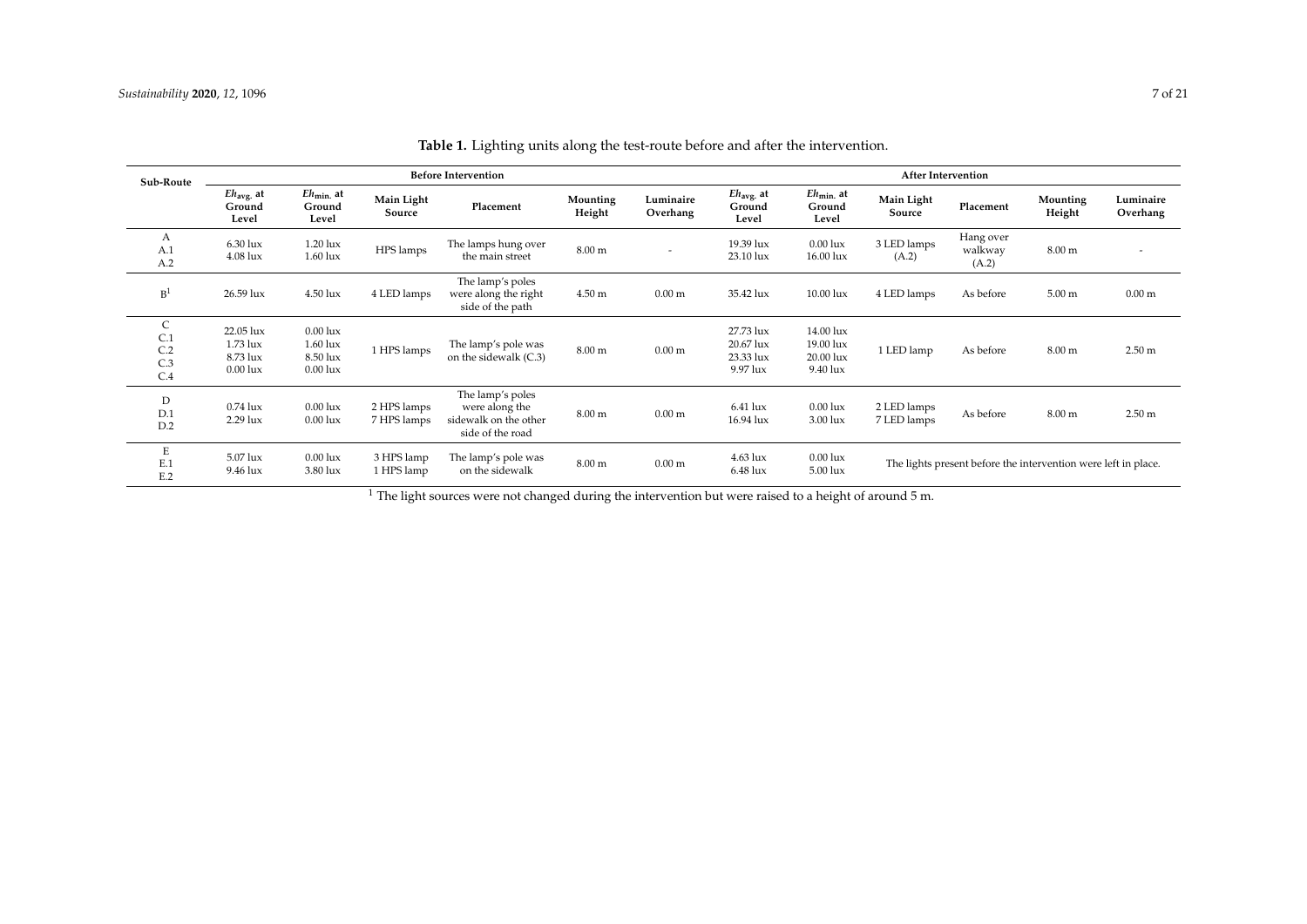**Table 1.** Lighting units along the test-route before and after the intervention.

| Sub-Route | Before Intervention | | | | | | After Intervention | | | | | |
|---|---|---|---|---|---|---|---|---|---|---|---|---|
| | $Eh_{avg.}$ at Ground Level | $Eh_{min.}$ at Ground Level | Main Light Source | Placement | Mounting Height | Luminaire Overhang | $Eh_{avg.}$ at Ground Level | $Eh_{min.}$ at Ground Level | Main Light Source | Placement | Mounting Height | Luminaire Overhang |
| A<br>A.1<br>A.2 | <br>6.30 lux<br>4.08 lux | <br>1.20 lux<br>1.60 lux | HPS lamps | The lamps hung over the main street | 8.00 m | - | <br>19.39 lux<br>23.10 lux | <br>0.00 lux<br>16.00 lux | 3 LED lamps (A.2) | Hang over walkway (A.2) | 8.00 m | - |
| B [1] | 26.59 lux | 4.50 lux | 4 LED lamps | The lamp's poles were along the right side of the path | 4.50 m | 0.00 m | 35.42 lux | 10.00 lux | 4 LED lamps | As before | 5.00 m | 0.00 m |
| C<br>C.1<br>C.2<br>C.3<br>C.4 | 22.05 lux<br>1.73 lux<br>8.73 lux<br>0.00 lux | 0.00 lux<br>1.60 lux<br>8.50 lux<br>0.00 lux | 1 HPS lamps | The lamp's pole was on the sidewalk (C.3) | 8.00 m | 0.00 m | 27.73 lux<br>20.67 lux<br>23.33 lux<br>9.97 lux | 14.00 lux<br>19.00 lux<br>20.00 lux<br>9.40 lux | 1 LED lamp | As before | 8.00 m | 2.50 m |
| D<br>D.1<br>D.2 | <br>0.74 lux<br>2.29 lux | <br>0.00 lux<br>0.00 lux | 2 HPS lamps<br>7 HPS lamps | The lamp's poles were along the sidewalk on the other side of the road | 8.00 m | 0.00 m | <br>6.41 lux<br>16.94 lux | <br>0.00 lux<br>3.00 lux | 2 LED lamps<br>7 LED lamps | As before | 8.00 m | 2.50 m |
| E<br>E.1<br>E.2 | <br>5.07 lux<br>9.46 lux | <br>0.00 lux<br>3.80 lux | 3 HPS lamp<br>1 HPS lamp | The lamp's pole was on the sidewalk | 8.00 m | 0.00 m | <br>4.63 lux<br>6.48 lux | <br>0.00 lux<br>5.00 lux | The lights present before the intervention were left in place. | | | |

[1] The light sources were not changed during the intervention but were raised to a height of around 5 m.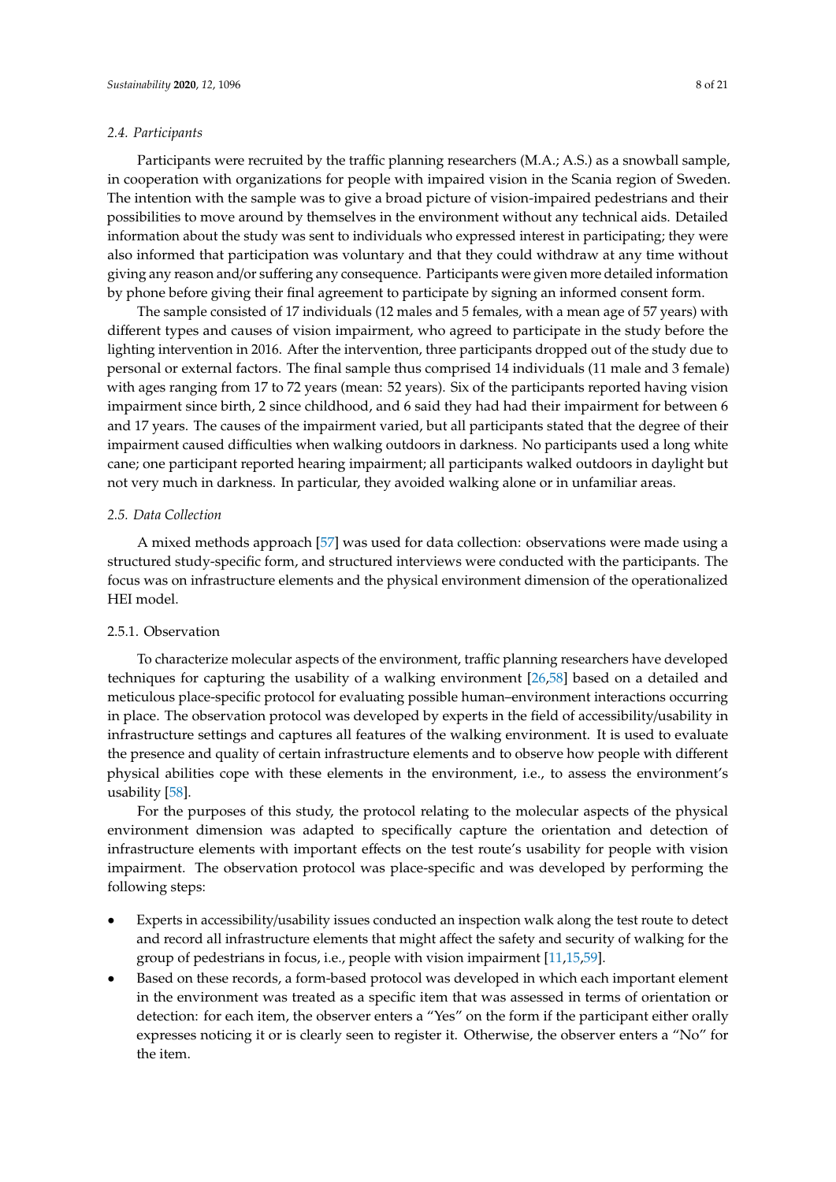### 2.4. Participants

Participants were recruited by the traffic planning researchers (M.A.; A.S.) as a snowball sample, in cooperation with organizations for people with impaired vision in the Scania region of Sweden. The intention with the sample was to give a broad picture of vision-impaired pedestrians and their possibilities to move around by themselves in the environment without any technical aids. Detailed information about the study was sent to individuals who expressed interest in participating; they were also informed that participation was voluntary and that they could withdraw at any time without giving any reason and/or suffering any consequence. Participants were given more detailed information by phone before giving their final agreement to participate by signing an informed consent form.

The sample consisted of 17 individuals (12 males and 5 females, with a mean age of 57 years) with different types and causes of vision impairment, who agreed to participate in the study before the lighting intervention in 2016. After the intervention, three participants dropped out of the study due to personal or external factors. The final sample thus comprised 14 individuals (11 male and 3 female) with ages ranging from 17 to 72 years (mean: 52 years). Six of the participants reported having vision impairment since birth, 2 since childhood, and 6 said they had had their impairment for between 6 and 17 years. The causes of the impairment varied, but all participants stated that the degree of their impairment caused difficulties when walking outdoors in darkness. No participants used a long white cane; one participant reported hearing impairment; all participants walked outdoors in daylight but not very much in darkness. In particular, they avoided walking alone or in unfamiliar areas.

### 2.5. Data Collection

A mixed methods approach [57] was used for data collection: observations were made using a structured study-specific form, and structured interviews were conducted with the participants. The focus was on infrastructure elements and the physical environment dimension of the operationalized HEI model.

#### 2.5.1. Observation

To characterize molecular aspects of the environment, traffic planning researchers have developed techniques for capturing the usability of a walking environment [26,58] based on a detailed and meticulous place-specific protocol for evaluating possible human–environment interactions occurring in place. The observation protocol was developed by experts in the field of accessibility/usability in infrastructure settings and captures all features of the walking environment. It is used to evaluate the presence and quality of certain infrastructure elements and to observe how people with different physical abilities cope with these elements in the environment, i.e., to assess the environment's usability [58].

For the purposes of this study, the protocol relating to the molecular aspects of the physical environment dimension was adapted to specifically capture the orientation and detection of infrastructure elements with important effects on the test route's usability for people with vision impairment. The observation protocol was place-specific and was developed by performing the following steps:

- Experts in accessibility/usability issues conducted an inspection walk along the test route to detect and record all infrastructure elements that might affect the safety and security of walking for the group of pedestrians in focus, i.e., people with vision impairment [11,15,59].
- Based on these records, a form-based protocol was developed in which each important element in the environment was treated as a specific item that was assessed in terms of orientation or detection: for each item, the observer enters a "Yes" on the form if the participant either orally expresses noticing it or is clearly seen to register it. Otherwise, the observer enters a "No" for the item.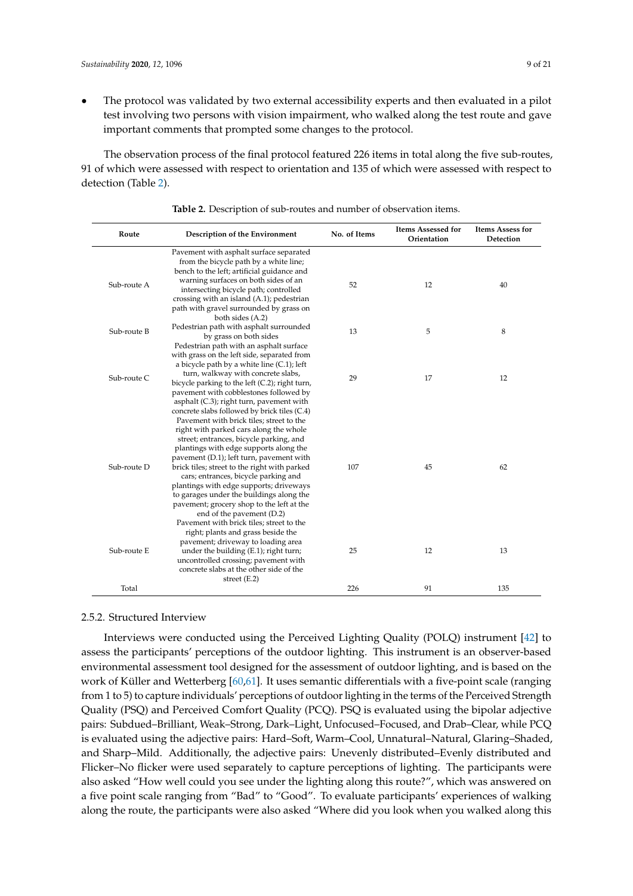- The protocol was validated by two external accessibility experts and then evaluated in a pilot test involving two persons with vision impairment, who walked along the test route and gave important comments that prompted some changes to the protocol.

The observation process of the final protocol featured 226 items in total along the five sub-routes, 91 of which were assessed with respect to orientation and 135 of which were assessed with respect to detection (Table 2).

**Table 2.** Description of sub-routes and number of observation items.

| Route | Description of the Environment | No. of Items | Items Assessed for Orientation | Items Assess for Detection |
|---|---|---|---|---|
| Sub-route A | Pavement with asphalt surface separated from the bicycle path by a white line; bench to the left; artificial guidance and warning surfaces on both sides of an intersecting bicycle path; controlled crossing with an island (A.1); pedestrian path with gravel surrounded by grass on both sides (A.2) | 52 | 12 | 40 |
| Sub-route B | Pedestrian path with asphalt surrounded by grass on both sides | 13 | 5 | 8 |
| Sub-route C | Pedestrian path with an asphalt surface with grass on the left side, separated from a bicycle path by a white line (C.1); left turn, walkway with concrete slabs, bicycle parking to the left (C.2); right turn, pavement with cobblestones followed by asphalt (C.3); right turn, pavement with concrete slabs followed by brick tiles (C.4) | 29 | 17 | 12 |
| Sub-route D | Pavement with brick tiles; street to the right with parked cars along the whole street; entrances, bicycle parking, and plantings with edge supports along the pavement (D.1); left turn, pavement with brick tiles; street to the right with parked cars; entrances, bicycle parking and plantings with edge supports; driveways to garages under the buildings along the pavement; grocery shop to the left at the end of the pavement (D.2) | 107 | 45 | 62 |
| Sub-route E | Pavement with brick tiles; street to the right; plants and grass beside the pavement; driveway to loading area under the building (E.1); right turn; uncontrolled crossing; pavement with concrete slabs at the other side of the street (E.2) | 25 | 12 | 13 |
| Total | | 226 | 91 | 135 |

#### 2.5.2. Structured Interview

Interviews were conducted using the Perceived Lighting Quality (POLQ) instrument [42] to assess the participants' perceptions of the outdoor lighting. This instrument is an observer-based environmental assessment tool designed for the assessment of outdoor lighting, and is based on the work of Küller and Wetterberg [60,61]. It uses semantic differentials with a five-point scale (ranging from 1 to 5) to capture individuals' perceptions of outdoor lighting in the terms of the Perceived Strength Quality (PSQ) and Perceived Comfort Quality (PCQ). PSQ is evaluated using the bipolar adjective pairs: Subdued–Brilliant, Weak–Strong, Dark–Light, Unfocused–Focused, and Drab–Clear, while PCQ is evaluated using the adjective pairs: Hard–Soft, Warm–Cool, Unnatural–Natural, Glaring–Shaded, and Sharp–Mild. Additionally, the adjective pairs: Unevenly distributed–Evenly distributed and Flicker–No flicker were used separately to capture perceptions of lighting. The participants were also asked "How well could you see under the lighting along this route?", which was answered on a five point scale ranging from "Bad" to "Good". To evaluate participants' experiences of walking along the route, the participants were also asked "Where did you look when you walked along this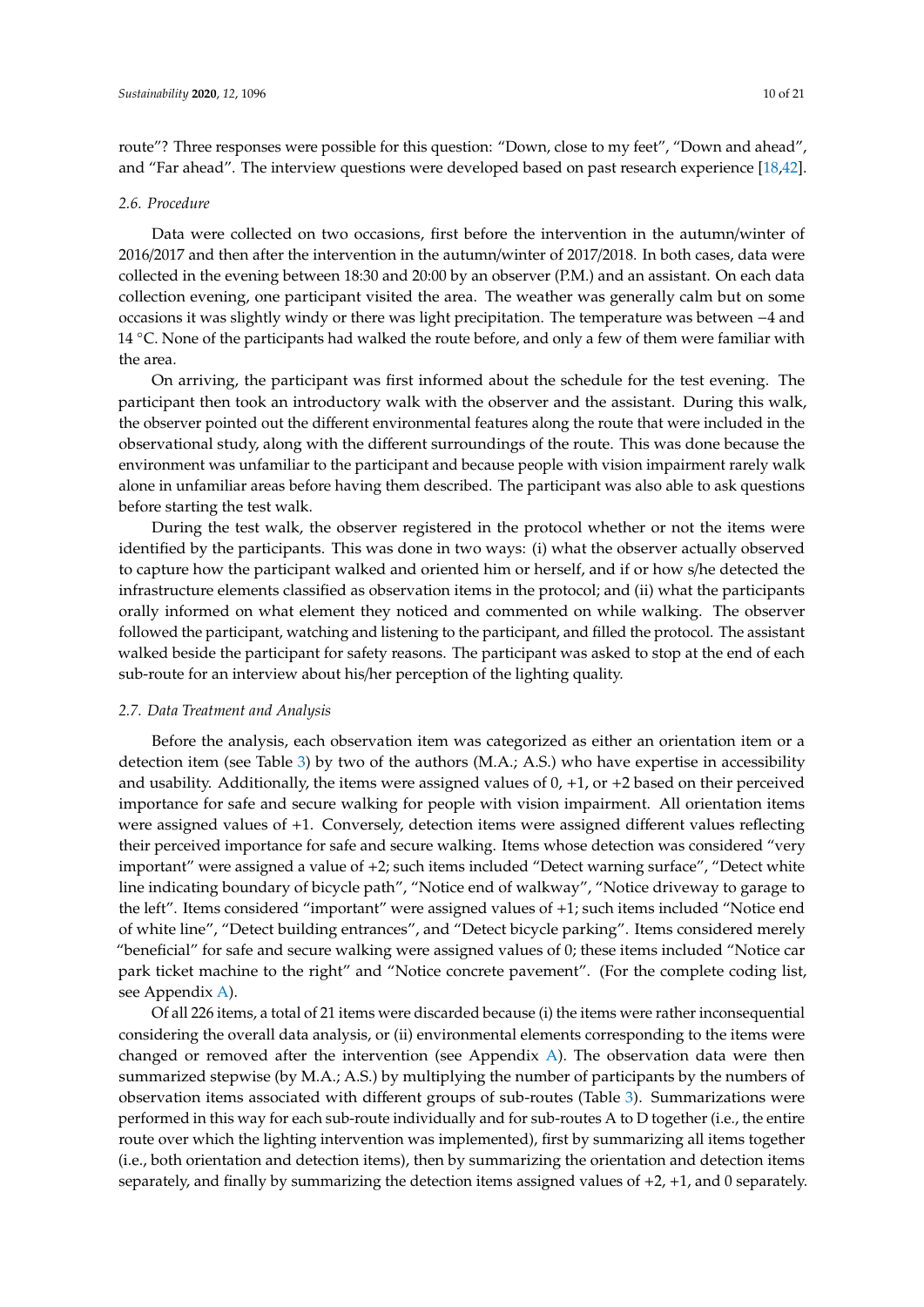route"? Three responses were possible for this question: "Down, close to my feet", "Down and ahead", and "Far ahead". The interview questions were developed based on past research experience [18,42].

### *2.6. Procedure*

Data were collected on two occasions, first before the intervention in the autumn/winter of 2016/2017 and then after the intervention in the autumn/winter of 2017/2018. In both cases, data were collected in the evening between 18:30 and 20:00 by an observer (P.M.) and an assistant. On each data collection evening, one participant visited the area. The weather was generally calm but on some occasions it was slightly windy or there was light precipitation. The temperature was between −4 and 14 °C. None of the participants had walked the route before, and only a few of them were familiar with the area.

On arriving, the participant was first informed about the schedule for the test evening. The participant then took an introductory walk with the observer and the assistant. During this walk, the observer pointed out the different environmental features along the route that were included in the observational study, along with the different surroundings of the route. This was done because the environment was unfamiliar to the participant and because people with vision impairment rarely walk alone in unfamiliar areas before having them described. The participant was also able to ask questions before starting the test walk.

During the test walk, the observer registered in the protocol whether or not the items were identified by the participants. This was done in two ways: (i) what the observer actually observed to capture how the participant walked and oriented him or herself, and if or how s/he detected the infrastructure elements classified as observation items in the protocol; and (ii) what the participants orally informed on what element they noticed and commented on while walking. The observer followed the participant, watching and listening to the participant, and filled the protocol. The assistant walked beside the participant for safety reasons. The participant was asked to stop at the end of each sub-route for an interview about his/her perception of the lighting quality.

### *2.7. Data Treatment and Analysis*

Before the analysis, each observation item was categorized as either an orientation item or a detection item (see Table 3) by two of the authors (M.A.; A.S.) who have expertise in accessibility and usability. Additionally, the items were assigned values of 0, +1, or +2 based on their perceived importance for safe and secure walking for people with vision impairment. All orientation items were assigned values of +1. Conversely, detection items were assigned different values reflecting their perceived importance for safe and secure walking. Items whose detection was considered "very important" were assigned a value of +2; such items included "Detect warning surface", "Detect white line indicating boundary of bicycle path", "Notice end of walkway", "Notice driveway to garage to the left". Items considered "important" were assigned values of +1; such items included "Notice end of white line", "Detect building entrances", and "Detect bicycle parking". Items considered merely "beneficial" for safe and secure walking were assigned values of 0; these items included "Notice car park ticket machine to the right" and "Notice concrete pavement". (For the complete coding list, see Appendix A).

Of all 226 items, a total of 21 items were discarded because (i) the items were rather inconsequential considering the overall data analysis, or (ii) environmental elements corresponding to the items were changed or removed after the intervention (see Appendix A). The observation data were then summarized stepwise (by M.A.; A.S.) by multiplying the number of participants by the numbers of observation items associated with different groups of sub-routes (Table 3). Summarizations were performed in this way for each sub-route individually and for sub-routes A to D together (i.e., the entire route over which the lighting intervention was implemented), first by summarizing all items together (i.e., both orientation and detection items), then by summarizing the orientation and detection items separately, and finally by summarizing the detection items assigned values of +2, +1, and 0 separately.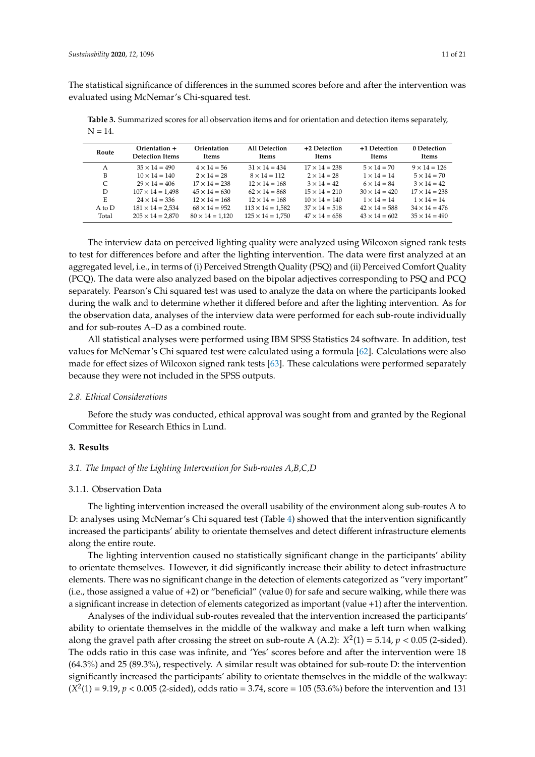The statistical significance of differences in the summed scores before and after the intervention was evaluated using McNemar's Chi-squared test.

**Table 3.** Summarized scores for all observation items and for orientation and detection items separately, N = 14.

| Route | Orientation + Detection Items | Orientation Items | All Detection Items | +2 Detection Items | +1 Detection Items | 0 Detection Items |
|---|---|---|---|---|---|---|
| A | 35 × 14 = 490 | 4 × 14 = 56 | 31 × 14 = 434 | 17 × 14 = 238 | 5 × 14 = 70 | 9 × 14 = 126 |
| B | 10 × 14 = 140 | 2 × 14 = 28 | 8 × 14 = 112 | 2 × 14 = 28 | 1 × 14 = 14 | 5 × 14 = 70 |
| C | 29 × 14 = 406 | 17 × 14 = 238 | 12 × 14 = 168 | 3 × 14 = 42 | 6 × 14 = 84 | 3 × 14 = 42 |
| D | 107 × 14 = 1,498 | 45 × 14 = 630 | 62 × 14 = 868 | 15 × 14 = 210 | 30 × 14 = 420 | 17 × 14 = 238 |
| E | 24 × 14 = 336 | 12 × 14 = 168 | 12 × 14 = 168 | 10 × 14 = 140 | 1 × 14 = 14 | 1 × 14 = 14 |
| A to D | 181 × 14 = 2,534 | 68 × 14 = 952 | 113 × 14 = 1,582 | 37 × 14 = 518 | 42 × 14 = 588 | 34 × 14 = 476 |
| Total | 205 × 14 = 2,870 | 80 × 14 = 1,120 | 125 × 14 = 1,750 | 47 × 14 = 658 | 43 × 14 = 602 | 35 × 14 = 490 |

The interview data on perceived lighting quality were analyzed using Wilcoxon signed rank tests to test for differences before and after the lighting intervention. The data were first analyzed at an aggregated level, i.e., in terms of (i) Perceived Strength Quality (PSQ) and (ii) Perceived Comfort Quality (PCQ). The data were also analyzed based on the bipolar adjectives corresponding to PSQ and PCQ separately. Pearson's Chi squared test was used to analyze the data on where the participants looked during the walk and to determine whether it differed before and after the lighting intervention. As for the observation data, analyses of the interview data were performed for each sub-route individually and for sub-routes A–D as a combined route.

All statistical analyses were performed using IBM SPSS Statistics 24 software. In addition, test values for McNemar's Chi squared test were calculated using a formula [62]. Calculations were also made for effect sizes of Wilcoxon signed rank tests [63]. These calculations were performed separately because they were not included in the SPSS outputs.

### *2.8. Ethical Considerations*

Before the study was conducted, ethical approval was sought from and granted by the Regional Committee for Research Ethics in Lund.

## **3. Results**

### *3.1. The Impact of the Lighting Intervention for Sub-routes A,B,C,D*

#### 3.1.1. Observation Data

The lighting intervention increased the overall usability of the environment along sub-routes A to D: analyses using McNemar's Chi squared test (Table 4) showed that the intervention significantly increased the participants' ability to orientate themselves and detect different infrastructure elements along the entire route.

The lighting intervention caused no statistically significant change in the participants' ability to orientate themselves. However, it did significantly increase their ability to detect infrastructure elements. There was no significant change in the detection of elements categorized as "very important" (i.e., those assigned a value of +2) or "beneficial" (value 0) for safe and secure walking, while there was a significant increase in detection of elements categorized as important (value +1) after the intervention.

Analyses of the individual sub-routes revealed that the intervention increased the participants' ability to orientate themselves in the middle of the walkway and make a left turn when walking along the gravel path after crossing the street on sub-route A (A.2): $X^2(1) = 5.14$, $p < 0.05$ (2-sided). The odds ratio in this case was infinite, and 'Yes' scores before and after the intervention were 18 (64.3%) and 25 (89.3%), respectively. A similar result was obtained for sub-route D: the intervention significantly increased the participants' ability to orientate themselves in the middle of the walkway: ($X^2(1) = 9.19$, $p < 0.005$ (2-sided), odds ratio = 3.74, score = 105 (53.6%) before the intervention and 131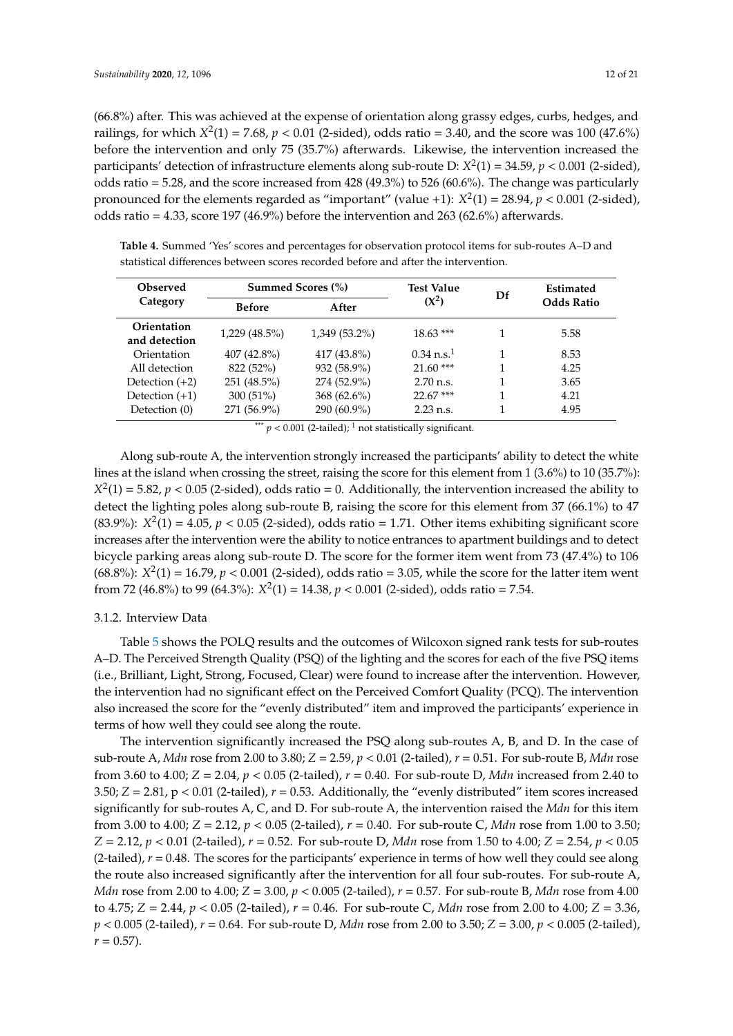(66.8%) after. This was achieved at the expense of orientation along grassy edges, curbs, hedges, and railings, for which $X^2(1) = 7.68$, $p < 0.01$ (2-sided), odds ratio = 3.40, and the score was 100 (47.6%) before the intervention and only 75 (35.7%) afterwards. Likewise, the intervention increased the participants' detection of infrastructure elements along sub-route D: $X^2(1) = 34.59$, $p < 0.001$ (2-sided), odds ratio = 5.28, and the score increased from 428 (49.3%) to 526 (60.6%). The change was particularly pronounced for the elements regarded as "important" (value +1): $X^2(1) = 28.94$, $p < 0.001$ (2-sided), odds ratio = 4.33, score 197 (46.9%) before the intervention and 263 (62.6%) afterwards.

**Table 4.** Summed 'Yes' scores and percentages for observation protocol items for sub-routes A–D and statistical differences between scores recorded before and after the intervention.

| Observed Category | Summed Scores (%) | | Test Value ($X^2$) | Df | Estimated Odds Ratio |
|---|---|---|---|---|---|
| | Before | After | | | |
| **Orientation and detection** | 1,229 (48.5%) | 1,349 (53.2%) | 18.63 *** | 1 | 5.58 |
| Orientation | 407 (42.8%) | 417 (43.8%) | 0.34 n.s.[1] | 1 | 8.53 |
| All detection | 822 (52%) | 932 (58.9%) | 21.60 *** | 1 | 4.25 |
| Detection (+2) | 251 (48.5%) | 274 (52.9%) | 2.70 n.s. | 1 | 3.65 |
| Detection (+1) | 300 (51%) | 368 (62.6%) | 22.67 *** | 1 | 4.21 |
| Detection (0) | 271 (56.9%) | 290 (60.9%) | 2.23 n.s. | 1 | 4.95 |

*** $p < 0.001$ (2-tailed); [1] not statistically significant.

Along sub-route A, the intervention strongly increased the participants' ability to detect the white lines at the island when crossing the street, raising the score for this element from 1 (3.6%) to 10 (35.7%): $X^2(1) = 5.82$, $p < 0.05$ (2-sided), odds ratio = 0. Additionally, the intervention increased the ability to detect the lighting poles along sub-route B, raising the score for this element from 37 (66.1%) to 47 (83.9%): $X^2(1) = 4.05$, $p < 0.05$ (2-sided), odds ratio = 1.71. Other items exhibiting significant score increases after the intervention were the ability to notice entrances to apartment buildings and to detect bicycle parking areas along sub-route D. The score for the former item went from 73 (47.4%) to 106 (68.8%): $X^2(1) = 16.79$, $p < 0.001$ (2-sided), odds ratio = 3.05, while the score for the latter item went from 72 (46.8%) to 99 (64.3%): $X^2(1) = 14.38$, $p < 0.001$ (2-sided), odds ratio = 7.54.

### 3.1.2. Interview Data

Table 5 shows the POLQ results and the outcomes of Wilcoxon signed rank tests for sub-routes A–D. The Perceived Strength Quality (PSQ) of the lighting and the scores for each of the five PSQ items (i.e., Brilliant, Light, Strong, Focused, Clear) were found to increase after the intervention. However, the intervention had no significant effect on the Perceived Comfort Quality (PCQ). The intervention also increased the score for the "evenly distributed" item and improved the participants' experience in terms of how well they could see along the route.

The intervention significantly increased the PSQ along sub-routes A, B, and D. In the case of sub-route A, *Mdn* rose from 2.00 to 3.80; $Z = 2.59$, $p < 0.01$ (2-tailed), $r = 0.51$. For sub-route B, *Mdn* rose from 3.60 to 4.00; $Z = 2.04$, $p < 0.05$ (2-tailed), $r = 0.40$. For sub-route D, *Mdn* increased from 2.40 to 3.50; $Z = 2.81$, $p < 0.01$ (2-tailed), $r = 0.53$. Additionally, the "evenly distributed" item scores increased significantly for sub-routes A, C, and D. For sub-route A, the intervention raised the *Mdn* for this item from 3.00 to 4.00; $Z = 2.12$, $p < 0.05$ (2-tailed), $r = 0.40$. For sub-route C, *Mdn* rose from 1.00 to 3.50; $Z = 2.12$, $p < 0.01$ (2-tailed), $r = 0.52$. For sub-route D, *Mdn* rose from 1.50 to 4.00; $Z = 2.54$, $p < 0.05$ (2-tailed), $r = 0.48$. The scores for the participants' experience in terms of how well they could see along the route also increased significantly after the intervention for all four sub-routes. For sub-route A, *Mdn* rose from 2.00 to 4.00; $Z = 3.00$, $p < 0.005$ (2-tailed), $r = 0.57$. For sub-route B, *Mdn* rose from 4.00 to 4.75; $Z = 2.44$, $p < 0.05$ (2-tailed), $r = 0.46$. For sub-route C, *Mdn* rose from 2.00 to 4.00; $Z = 3.36$, $p < 0.005$ (2-tailed), $r = 0.64$. For sub-route D, *Mdn* rose from 2.00 to 3.50; $Z = 3.00$, $p < 0.005$ (2-tailed), $r = 0.57$).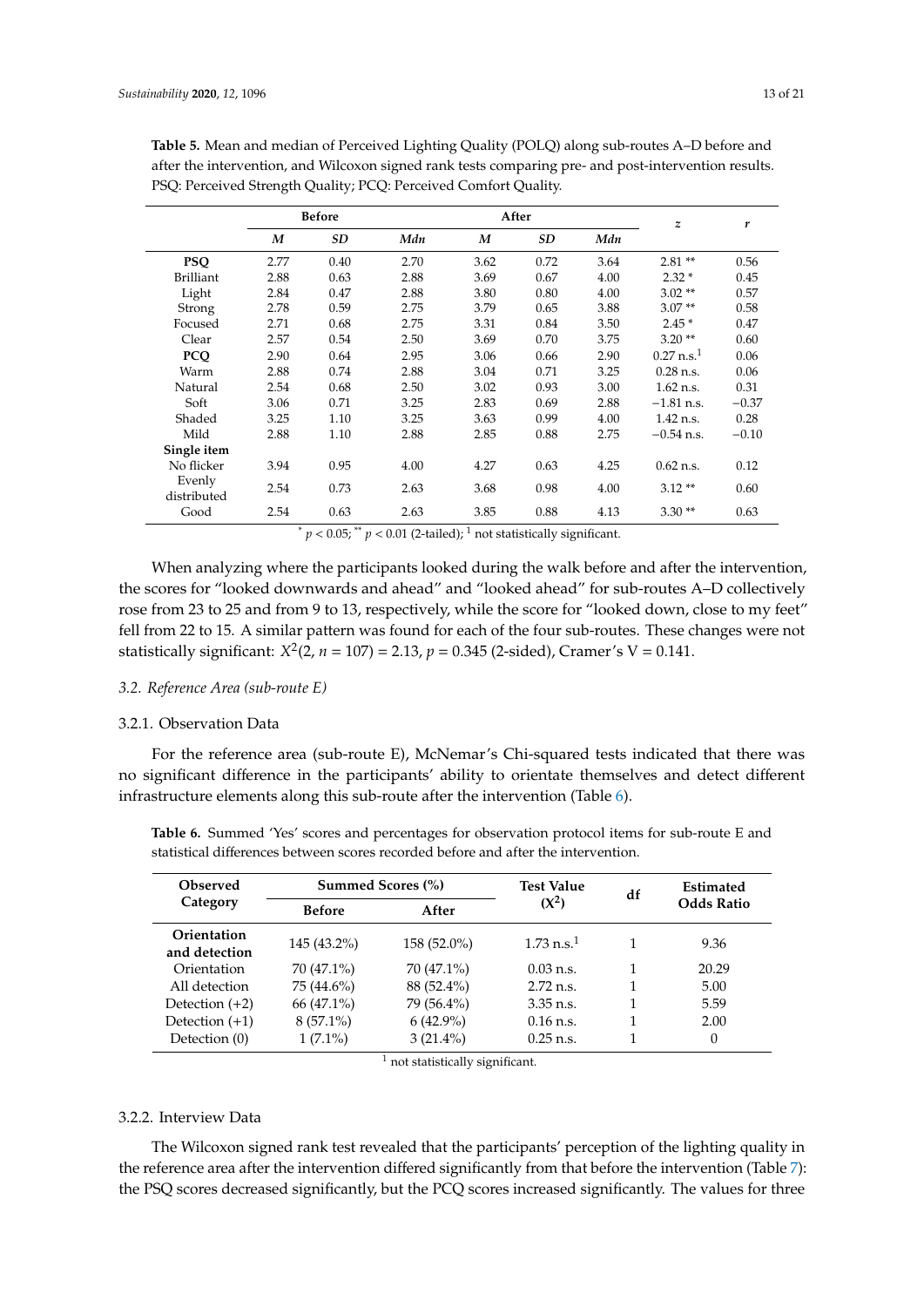**Table 5.** Mean and median of Perceived Lighting Quality (POLQ) along sub-routes A–D before and after the intervention, and Wilcoxon signed rank tests comparing pre- and post-intervention results. PSQ: Perceived Strength Quality; PCQ: Perceived Comfort Quality.

| | Before | | | After | | | *z* | *r* |
|---|---|---|---|---|---|---|---|---|
| | *M* | *SD* | *Mdn* | *M* | *SD* | *Mdn* | | |
| **PSQ** | 2.77 | 0.40 | 2.70 | 3.62 | 0.72 | 3.64 | 2.81 ** | 0.56 |
| Brilliant | 2.88 | 0.63 | 2.88 | 3.69 | 0.67 | 4.00 | 2.32 * | 0.45 |
| Light | 2.84 | 0.47 | 2.88 | 3.80 | 0.80 | 4.00 | 3.02 ** | 0.57 |
| Strong | 2.78 | 0.59 | 2.75 | 3.79 | 0.65 | 3.88 | 3.07 ** | 0.58 |
| Focused | 2.71 | 0.68 | 2.75 | 3.31 | 0.84 | 3.50 | 2.45 * | 0.47 |
| Clear | 2.57 | 0.54 | 2.50 | 3.69 | 0.70 | 3.75 | 3.20 ** | 0.60 |
| **PCQ** | 2.90 | 0.64 | 2.95 | 3.06 | 0.66 | 2.90 | 0.27 n.s.[1] | 0.06 |
| Warm | 2.88 | 0.74 | 2.88 | 3.04 | 0.71 | 3.25 | 0.28 n.s. | 0.06 |
| Natural | 2.54 | 0.68 | 2.50 | 3.02 | 0.93 | 3.00 | 1.62 n.s. | 0.31 |
| Soft | 3.06 | 0.71 | 3.25 | 2.83 | 0.69 | 2.88 | −1.81 n.s. | −0.37 |
| Shaded | 3.25 | 1.10 | 3.25 | 3.63 | 0.99 | 4.00 | 1.42 n.s. | 0.28 |
| Mild | 2.88 | 1.10 | 2.88 | 2.85 | 0.88 | 2.75 | −0.54 n.s. | −0.10 |
| **Single item** | | | | | | | | |
| No flicker | 3.94 | 0.95 | 4.00 | 4.27 | 0.63 | 4.25 | 0.62 n.s. | 0.12 |
| Evenly distributed | 2.54 | 0.73 | 2.63 | 3.68 | 0.98 | 4.00 | 3.12 ** | 0.60 |
| Good | 2.54 | 0.63 | 2.63 | 3.85 | 0.88 | 4.13 | 3.30 ** | 0.63 |

\* $p < 0.05$; ** $p < 0.01$ (2-tailed); [1] not statistically significant.

When analyzing where the participants looked during the walk before and after the intervention, the scores for "looked downwards and ahead" and "looked ahead" for sub-routes A–D collectively rose from 23 to 25 and from 9 to 13, respectively, while the score for "looked down, close to my feet" fell from 22 to 15. A similar pattern was found for each of the four sub-routes. These changes were not statistically significant: $X^2(2, n = 107) = 2.13$, $p = 0.345$ (2-sided), Cramer's V = 0.141.

### 3.2. Reference Area (sub-route E)

#### 3.2.1. Observation Data

For the reference area (sub-route E), McNemar's Chi-squared tests indicated that there was no significant difference in the participants' ability to orientate themselves and detect different infrastructure elements along this sub-route after the intervention (Table 6).

**Table 6.** Summed 'Yes' scores and percentages for observation protocol items for sub-route E and statistical differences between scores recorded before and after the intervention.

| Observed Category | Summed Scores (%) | | Test Value ($X^2$) | df | Estimated Odds Ratio |
|---|---|---|---|---|---|
| | Before | After | | | |
| **Orientation and detection** | 145 (43.2%) | 158 (52.0%) | 1.73 n.s.[1] | 1 | 9.36 |
| Orientation | 70 (47.1%) | 70 (47.1%) | 0.03 n.s. | 1 | 20.29 |
| All detection | 75 (44.6%) | 88 (52.4%) | 2.72 n.s. | 1 | 5.00 |
| Detection (+2) | 66 (47.1%) | 79 (56.4%) | 3.35 n.s. | 1 | 5.59 |
| Detection (+1) | 8 (57.1%) | 6 (42.9%) | 0.16 n.s. | 1 | 2.00 |
| Detection (0) | 1 (7.1%) | 3 (21.4%) | 0.25 n.s. | 1 | 0 |

[1] not statistically significant.

#### 3.2.2. Interview Data

The Wilcoxon signed rank test revealed that the participants' perception of the lighting quality in the reference area after the intervention differed significantly from that before the intervention (Table 7): the PSQ scores decreased significantly, but the PCQ scores increased significantly. The values for three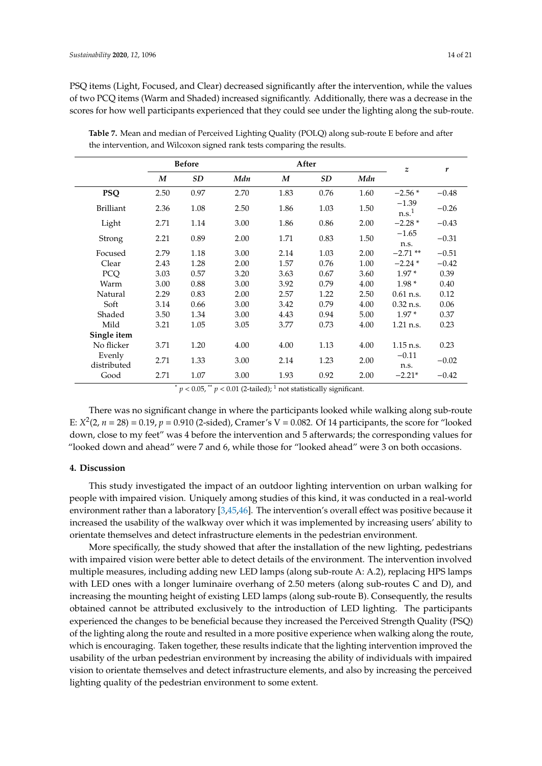PSQ items (Light, Focused, and Clear) decreased significantly after the intervention, while the values of two PCQ items (Warm and Shaded) increased significantly. Additionally, there was a decrease in the scores for how well participants experienced that they could see under the lighting along the sub-route.

**Table 7.** Mean and median of Perceived Lighting Quality (POLQ) along sub-route E before and after the intervention, and Wilcoxon signed rank tests comparing the results.

| | Before | | | After | | | *z* | *r* |
|---|---|---|---|---|---|---|---|---|
| | ***M*** | ***SD*** | ***Mdn*** | ***M*** | ***SD*** | ***Mdn*** | | |
| **PSQ** | 2.50 | 0.97 | 2.70 | 1.83 | 0.76 | 1.60 | −2.56 * | −0.48 |
| Brilliant | 2.36 | 1.08 | 2.50 | 1.86 | 1.03 | 1.50 | −1.39 n.s.[1] | −0.26 |
| Light | 2.71 | 1.14 | 3.00 | 1.86 | 0.86 | 2.00 | −2.28 * | −0.43 |
| Strong | 2.21 | 0.89 | 2.00 | 1.71 | 0.83 | 1.50 | −1.65 n.s. | −0.31 |
| Focused | 2.79 | 1.18 | 3.00 | 2.14 | 1.03 | 2.00 | −2.71 ** | −0.51 |
| Clear | 2.43 | 1.28 | 2.00 | 1.57 | 0.76 | 1.00 | −2.24 * | −0.42 |
| PCQ | 3.03 | 0.57 | 3.20 | 3.63 | 0.67 | 3.60 | 1.97 * | 0.39 |
| Warm | 3.00 | 0.88 | 3.00 | 3.92 | 0.79 | 4.00 | 1.98 * | 0.40 |
| Natural | 2.29 | 0.83 | 2.00 | 2.57 | 1.22 | 2.50 | 0.61 n.s. | 0.12 |
| Soft | 3.14 | 0.66 | 3.00 | 3.42 | 0.79 | 4.00 | 0.32 n.s. | 0.06 |
| Shaded | 3.50 | 1.34 | 3.00 | 4.43 | 0.94 | 5.00 | 1.97 * | 0.37 |
| Mild | 3.21 | 1.05 | 3.05 | 3.77 | 0.73 | 4.00 | 1.21 n.s. | 0.23 |
| **Single item** | | | | | | | | |
| No flicker | 3.71 | 1.20 | 4.00 | 4.00 | 1.13 | 4.00 | 1.15 n.s. | 0.23 |
| Evenly distributed | 2.71 | 1.33 | 3.00 | 2.14 | 1.23 | 2.00 | −0.11 n.s. | −0.02 |
| Good | 2.71 | 1.07 | 3.00 | 1.93 | 0.92 | 2.00 | −2.21* | −0.42 |

\* $p < 0.05$, ** $p < 0.01$ (2-tailed); [1] not statistically significant.

There was no significant change in where the participants looked while walking along sub-route E: $X^2(2, n = 28) = 0.19$, $p = 0.910$ (2-sided), Cramer's V = 0.082. Of 14 participants, the score for "looked down, close to my feet" was 4 before the intervention and 5 afterwards; the corresponding values for "looked down and ahead" were 7 and 6, while those for "looked ahead" were 3 on both occasions.

## 4. Discussion

This study investigated the impact of an outdoor lighting intervention on urban walking for people with impaired vision. Uniquely among studies of this kind, it was conducted in a real-world environment rather than a laboratory [3,45,46]. The intervention's overall effect was positive because it increased the usability of the walkway over which it was implemented by increasing users' ability to orientate themselves and detect infrastructure elements in the pedestrian environment.

More specifically, the study showed that after the installation of the new lighting, pedestrians with impaired vision were better able to detect details of the environment. The intervention involved multiple measures, including adding new LED lamps (along sub-route A: A.2), replacing HPS lamps with LED ones with a longer luminaire overhang of 2.50 meters (along sub-routes C and D), and increasing the mounting height of existing LED lamps (along sub-route B). Consequently, the results obtained cannot be attributed exclusively to the introduction of LED lighting. The participants experienced the changes to be beneficial because they increased the Perceived Strength Quality (PSQ) of the lighting along the route and resulted in a more positive experience when walking along the route, which is encouraging. Taken together, these results indicate that the lighting intervention improved the usability of the urban pedestrian environment by increasing the ability of individuals with impaired vision to orientate themselves and detect infrastructure elements, and also by increasing the perceived lighting quality of the pedestrian environment to some extent.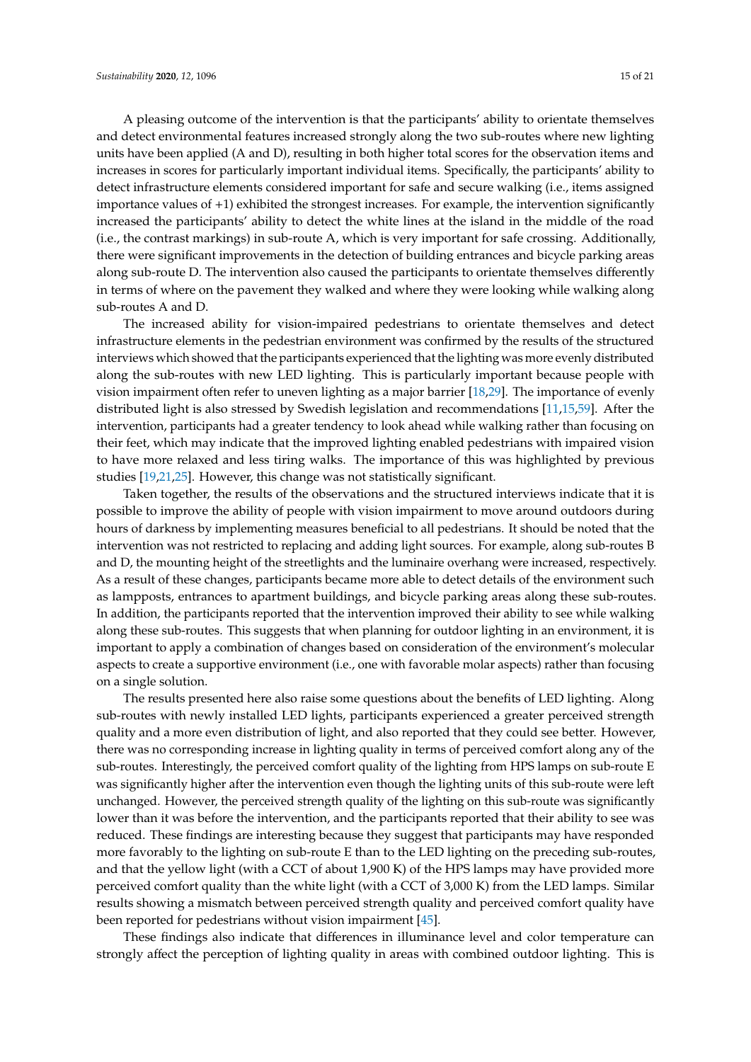A pleasing outcome of the intervention is that the participants' ability to orientate themselves and detect environmental features increased strongly along the two sub-routes where new lighting units have been applied (A and D), resulting in both higher total scores for the observation items and increases in scores for particularly important individual items. Specifically, the participants' ability to detect infrastructure elements considered important for safe and secure walking (i.e., items assigned importance values of +1) exhibited the strongest increases. For example, the intervention significantly increased the participants' ability to detect the white lines at the island in the middle of the road (i.e., the contrast markings) in sub-route A, which is very important for safe crossing. Additionally, there were significant improvements in the detection of building entrances and bicycle parking areas along sub-route D. The intervention also caused the participants to orientate themselves differently in terms of where on the pavement they walked and where they were looking while walking along sub-routes A and D.

The increased ability for vision-impaired pedestrians to orientate themselves and detect infrastructure elements in the pedestrian environment was confirmed by the results of the structured interviews which showed that the participants experienced that the lighting was more evenly distributed along the sub-routes with new LED lighting. This is particularly important because people with vision impairment often refer to uneven lighting as a major barrier [18,29]. The importance of evenly distributed light is also stressed by Swedish legislation and recommendations [11,15,59]. After the intervention, participants had a greater tendency to look ahead while walking rather than focusing on their feet, which may indicate that the improved lighting enabled pedestrians with impaired vision to have more relaxed and less tiring walks. The importance of this was highlighted by previous studies [19,21,25]. However, this change was not statistically significant.

Taken together, the results of the observations and the structured interviews indicate that it is possible to improve the ability of people with vision impairment to move around outdoors during hours of darkness by implementing measures beneficial to all pedestrians. It should be noted that the intervention was not restricted to replacing and adding light sources. For example, along sub-routes B and D, the mounting height of the streetlights and the luminaire overhang were increased, respectively. As a result of these changes, participants became more able to detect details of the environment such as lampposts, entrances to apartment buildings, and bicycle parking areas along these sub-routes. In addition, the participants reported that the intervention improved their ability to see while walking along these sub-routes. This suggests that when planning for outdoor lighting in an environment, it is important to apply a combination of changes based on consideration of the environment's molecular aspects to create a supportive environment (i.e., one with favorable molar aspects) rather than focusing on a single solution.

The results presented here also raise some questions about the benefits of LED lighting. Along sub-routes with newly installed LED lights, participants experienced a greater perceived strength quality and a more even distribution of light, and also reported that they could see better. However, there was no corresponding increase in lighting quality in terms of perceived comfort along any of the sub-routes. Interestingly, the perceived comfort quality of the lighting from HPS lamps on sub-route E was significantly higher after the intervention even though the lighting units of this sub-route were left unchanged. However, the perceived strength quality of the lighting on this sub-route was significantly lower than it was before the intervention, and the participants reported that their ability to see was reduced. These findings are interesting because they suggest that participants may have responded more favorably to the lighting on sub-route E than to the LED lighting on the preceding sub-routes, and that the yellow light (with a CCT of about 1,900 K) of the HPS lamps may have provided more perceived comfort quality than the white light (with a CCT of 3,000 K) from the LED lamps. Similar results showing a mismatch between perceived strength quality and perceived comfort quality have been reported for pedestrians without vision impairment [45].

These findings also indicate that differences in illuminance level and color temperature can strongly affect the perception of lighting quality in areas with combined outdoor lighting. This is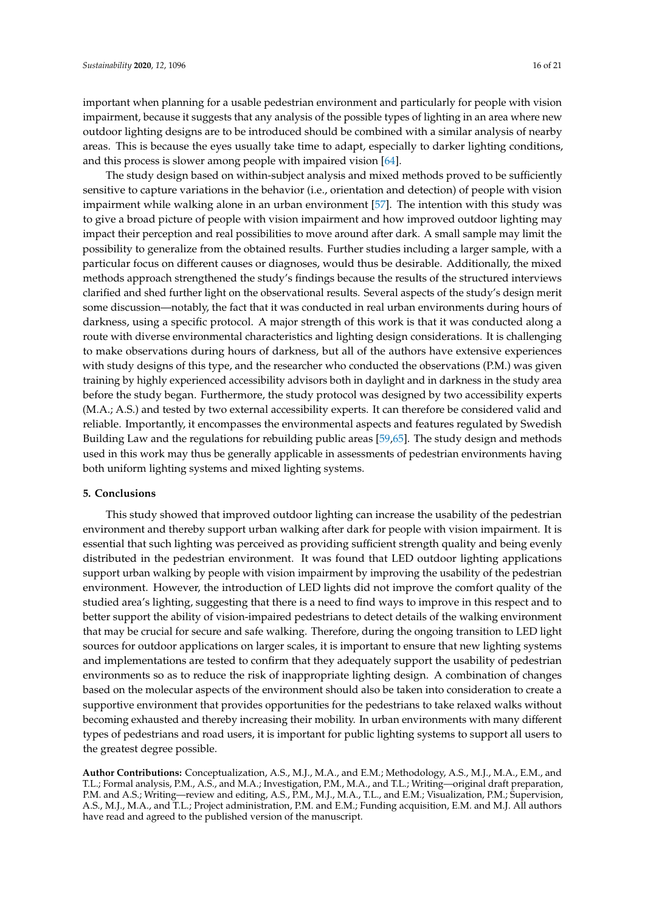important when planning for a usable pedestrian environment and particularly for people with vision impairment, because it suggests that any analysis of the possible types of lighting in an area where new outdoor lighting designs are to be introduced should be combined with a similar analysis of nearby areas. This is because the eyes usually take time to adapt, especially to darker lighting conditions, and this process is slower among people with impaired vision [64].

The study design based on within-subject analysis and mixed methods proved to be sufficiently sensitive to capture variations in the behavior (i.e., orientation and detection) of people with vision impairment while walking alone in an urban environment [57]. The intention with this study was to give a broad picture of people with vision impairment and how improved outdoor lighting may impact their perception and real possibilities to move around after dark. A small sample may limit the possibility to generalize from the obtained results. Further studies including a larger sample, with a particular focus on different causes or diagnoses, would thus be desirable. Additionally, the mixed methods approach strengthened the study's findings because the results of the structured interviews clarified and shed further light on the observational results. Several aspects of the study's design merit some discussion—notably, the fact that it was conducted in real urban environments during hours of darkness, using a specific protocol. A major strength of this work is that it was conducted along a route with diverse environmental characteristics and lighting design considerations. It is challenging to make observations during hours of darkness, but all of the authors have extensive experiences with study designs of this type, and the researcher who conducted the observations (P.M.) was given training by highly experienced accessibility advisors both in daylight and in darkness in the study area before the study began. Furthermore, the study protocol was designed by two accessibility experts (M.A.; A.S.) and tested by two external accessibility experts. It can therefore be considered valid and reliable. Importantly, it encompasses the environmental aspects and features regulated by Swedish Building Law and the regulations for rebuilding public areas [59,65]. The study design and methods used in this work may thus be generally applicable in assessments of pedestrian environments having both uniform lighting systems and mixed lighting systems.

## 5. Conclusions

This study showed that improved outdoor lighting can increase the usability of the pedestrian environment and thereby support urban walking after dark for people with vision impairment. It is essential that such lighting was perceived as providing sufficient strength quality and being evenly distributed in the pedestrian environment. It was found that LED outdoor lighting applications support urban walking by people with vision impairment by improving the usability of the pedestrian environment. However, the introduction of LED lights did not improve the comfort quality of the studied area's lighting, suggesting that there is a need to find ways to improve in this respect and to better support the ability of vision-impaired pedestrians to detect details of the walking environment that may be crucial for secure and safe walking. Therefore, during the ongoing transition to LED light sources for outdoor applications on larger scales, it is important to ensure that new lighting systems and implementations are tested to confirm that they adequately support the usability of pedestrian environments so as to reduce the risk of inappropriate lighting design. A combination of changes based on the molecular aspects of the environment should also be taken into consideration to create a supportive environment that provides opportunities for the pedestrians to take relaxed walks without becoming exhausted and thereby increasing their mobility. In urban environments with many different types of pedestrians and road users, it is important for public lighting systems to support all users to the greatest degree possible.

**Author Contributions:** Conceptualization, A.S., M.J., M.A., and E.M.; Methodology, A.S., M.J., M.A., E.M., and T.L.; Formal analysis, P.M., A.S., and M.A.; Investigation, P.M., M.A., and T.L.; Writing—original draft preparation, P.M. and A.S.; Writing—review and editing, A.S., P.M., M.J., M.A., T.L., and E.M.; Visualization, P.M.; Supervision, A.S., M.J., M.A., and T.L.; Project administration, P.M. and E.M.; Funding acquisition, E.M. and M.J. All authors have read and agreed to the published version of the manuscript.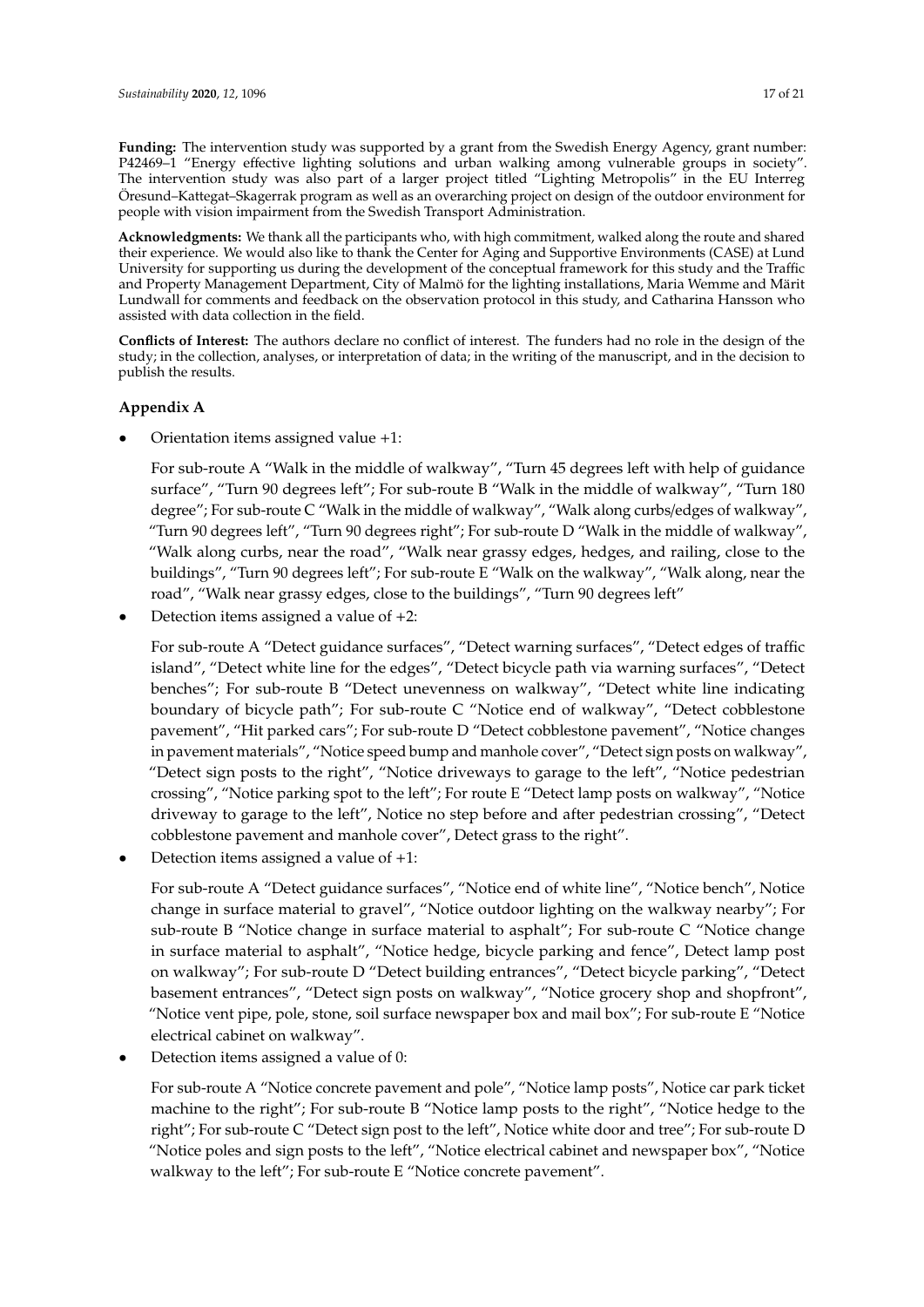**Funding:** The intervention study was supported by a grant from the Swedish Energy Agency, grant number: P42469–1 "Energy effective lighting solutions and urban walking among vulnerable groups in society". The intervention study was also part of a larger project titled "Lighting Metropolis" in the EU Interreg Öresund–Kattegat–Skagerrak program as well as an overarching project on design of the outdoor environment for people with vision impairment from the Swedish Transport Administration.

**Acknowledgments:** We thank all the participants who, with high commitment, walked along the route and shared their experience. We would also like to thank the Center for Aging and Supportive Environments (CASE) at Lund University for supporting us during the development of the conceptual framework for this study and the Traffic and Property Management Department, City of Malmö for the lighting installations, Maria Wemme and Märit Lundwall for comments and feedback on the observation protocol in this study, and Catharina Hansson who assisted with data collection in the field.

**Conflicts of Interest:** The authors declare no conflict of interest. The funders had no role in the design of the study; in the collection, analyses, or interpretation of data; in the writing of the manuscript, and in the decision to publish the results.

## Appendix A

- Orientation items assigned value +1:

  For sub-route A "Walk in the middle of walkway", "Turn 45 degrees left with help of guidance surface", "Turn 90 degrees left"; For sub-route B "Walk in the middle of walkway", "Turn 180 degree"; For sub-route C "Walk in the middle of walkway", "Walk along curbs/edges of walkway", "Turn 90 degrees left", "Turn 90 degrees right"; For sub-route D "Walk in the middle of walkway", "Walk along curbs, near the road", "Walk near grassy edges, hedges, and railing, close to the buildings", "Turn 90 degrees left"; For sub-route E "Walk on the walkway", "Walk along, near the road", "Walk near grassy edges, close to the buildings", "Turn 90 degrees left"

- Detection items assigned a value of +2:

  For sub-route A "Detect guidance surfaces", "Detect warning surfaces", "Detect edges of traffic island", "Detect white line for the edges", "Detect bicycle path via warning surfaces", "Detect benches"; For sub-route B "Detect unevenness on walkway", "Detect white line indicating boundary of bicycle path"; For sub-route C "Notice end of walkway", "Detect cobblestone pavement", "Hit parked cars"; For sub-route D "Detect cobblestone pavement", "Notice changes in pavement materials", "Notice speed bump and manhole cover", "Detect sign posts on walkway", "Detect sign posts to the right", "Notice driveways to garage to the left", "Notice pedestrian crossing", "Notice parking spot to the left"; For route E "Detect lamp posts on walkway", "Notice driveway to garage to the left", Notice no step before and after pedestrian crossing", "Detect cobblestone pavement and manhole cover", Detect grass to the right".

- Detection items assigned a value of +1:

  For sub-route A "Detect guidance surfaces", "Notice end of white line", "Notice bench", Notice change in surface material to gravel", "Notice outdoor lighting on the walkway nearby"; For sub-route B "Notice change in surface material to asphalt"; For sub-route C "Notice change in surface material to asphalt", "Notice hedge, bicycle parking and fence", Detect lamp post on walkway"; For sub-route D "Detect building entrances", "Detect bicycle parking", "Detect basement entrances", "Detect sign posts on walkway", "Notice grocery shop and shopfront", "Notice vent pipe, pole, stone, soil surface newspaper box and mail box"; For sub-route E "Notice electrical cabinet on walkway".

- Detection items assigned a value of 0:

  For sub-route A "Notice concrete pavement and pole", "Notice lamp posts", Notice car park ticket machine to the right"; For sub-route B "Notice lamp posts to the right", "Notice hedge to the right"; For sub-route C "Detect sign post to the left", Notice white door and tree"; For sub-route D "Notice poles and sign posts to the left", "Notice electrical cabinet and newspaper box", "Notice walkway to the left"; For sub-route E "Notice concrete pavement".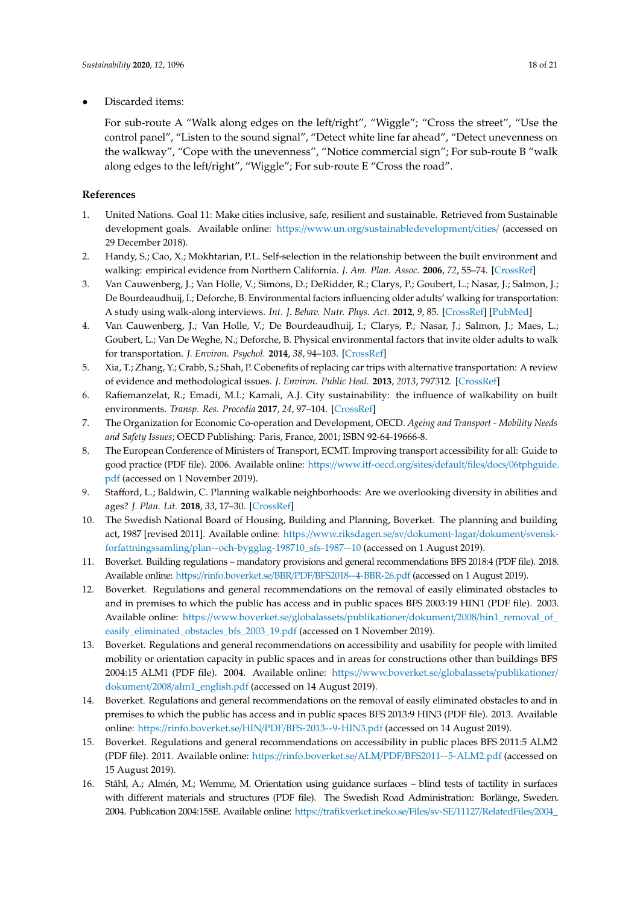- Discarded items:

  For sub-route A "Walk along edges on the left/right", "Wiggle"; "Cross the street", "Use the control panel", "Listen to the sound signal", "Detect white line far ahead", "Detect unevenness on the walkway", "Cope with the unevenness", "Notice commercial sign"; For sub-route B "walk along edges to the left/right", "Wiggle"; For sub-route E "Cross the road".

## References

1. United Nations. Goal 11: Make cities inclusive, safe, resilient and sustainable. Retrieved from Sustainable development goals. Available online: https://www.un.org/sustainabledevelopment/cities/ (accessed on 29 December 2018).
2. Handy, S.; Cao, X.; Mokhtarian, P.L. Self-selection in the relationship between the built environment and walking: empirical evidence from Northern California. *J. Am. Plan. Assoc.* **2006**, *72*, 55–74. [CrossRef]
3. Van Cauwenberg, J.; Van Holle, V.; Simons, D.; DeRidder, R.; Clarys, P.; Goubert, L.; Nasar, J.; Salmon, J.; De Bourdeaudhuij, I.; Deforche, B. Environmental factors influencing older adults' walking for transportation: A study using walk-along interviews. *Int. J. Behav. Nutr. Phys. Act.* **2012**, *9*, 85. [CrossRef] [PubMed]
4. Van Cauwenberg, J.; Van Holle, V.; De Bourdeaudhuij, I.; Clarys, P.; Nasar, J.; Salmon, J.; Maes, L.; Goubert, L.; Van De Weghe, N.; Deforche, B. Physical environmental factors that invite older adults to walk for transportation. *J. Environ. Psychol.* **2014**, *38*, 94–103. [CrossRef]
5. Xia, T.; Zhang, Y.; Crabb, S.; Shah, P. Cobenefits of replacing car trips with alternative transportation: A review of evidence and methodological issues. *J. Environ. Public Heal.* **2013**, *2013*, 797312. [CrossRef]
6. Rafiemanzelat, R.; Emadi, M.I.; Kamali, A.J. City sustainability: the influence of walkability on built environments. *Transp. Res. Procedia* **2017**, *24*, 97–104. [CrossRef]
7. The Organization for Economic Co-operation and Development, OECD. *Ageing and Transport - Mobility Needs and Safety Issues*; OECD Publishing: Paris, France, 2001; ISBN 92-64-19666-8.
8. The European Conference of Ministers of Transport, ECMT. Improving transport accessibility for all: Guide to good practice (PDF file). 2006. Available online: https://www.itf-oecd.org/sites/default/files/docs/06tphguide.pdf (accessed on 1 November 2019).
9. Stafford, L.; Baldwin, C. Planning walkable neighborhoods: Are we overlooking diversity in abilities and ages? *J. Plan. Lit.* **2018**, *33*, 17–30. [CrossRef]
10. The Swedish National Board of Housing, Building and Planning, Boverket. The planning and building act, 1987 [revised 2011]. Available online: https://www.riksdagen.se/sv/dokument-lagar/dokument/svensk-forfattningssamling/plan--och-bygglag-198710_sfs-1987--10 (accessed on 1 August 2019).
11. Boverket. Building regulations – mandatory provisions and general recommendations BFS 2018:4 (PDF file). 2018. Available online: https://rinfo.boverket.se/BBR/PDF/BFS2018--4-BBR-26.pdf (accessed on 1 August 2019).
12. Boverket. Regulations and general recommendations on the removal of easily eliminated obstacles to and in premises to which the public has access and in public spaces BFS 2003:19 HIN1 (PDF file). 2003. Available online: https://www.boverket.se/globalassets/publikationer/dokument/2008/hin1_removal_of_easily_eliminated_obstacles_bfs_2003_19.pdf (accessed on 1 November 2019).
13. Boverket. Regulations and general recommendations on accessibility and usability for people with limited mobility or orientation capacity in public spaces and in areas for constructions other than buildings BFS 2004:15 ALM1 (PDF file). 2004. Available online: https://www.boverket.se/globalassets/publikationer/dokument/2008/alm1_english.pdf (accessed on 14 August 2019).
14. Boverket. Regulations and general recommendations on the removal of easily eliminated obstacles to and in premises to which the public has access and in public spaces BFS 2013:9 HIN3 (PDF file). 2013. Available online: https://rinfo.boverket.se/HIN/PDF/BFS-2013--9-HIN3.pdf (accessed on 14 August 2019).
15. Boverket. Regulations and general recommendations on accessibility in public places BFS 2011:5 ALM2 (PDF file). 2011. Available online: https://rinfo.boverket.se/ALM/PDF/BFS2011--5-ALM2.pdf (accessed on 15 August 2019).
16. Ståhl, A.; Almén, M.; Wemme, M. Orientation using guidance surfaces – blind tests of tactility in surfaces with different materials and structures (PDF file). The Swedish Road Administration: Borlänge, Sweden. 2004. Publication 2004:158E. Available online: https://trafikverket.ineko.se/Files/sv-SE/11127/RelatedFiles/2004_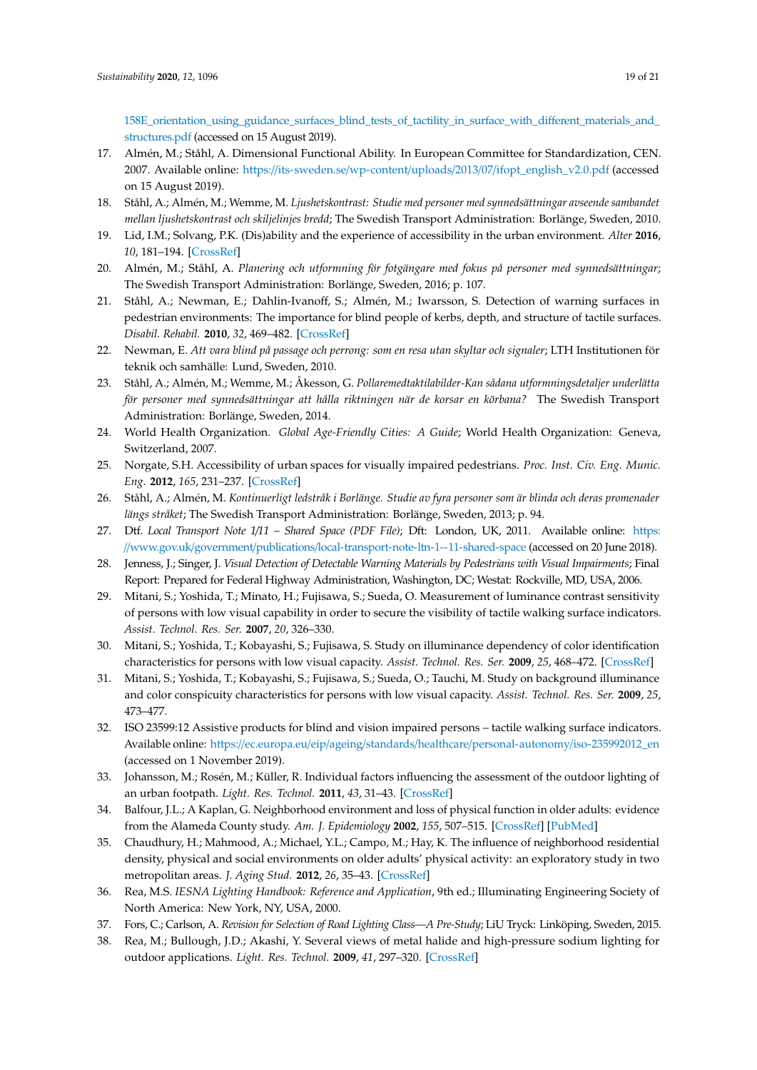158E_orientation_using_guidance_surfaces_blind_tests_of_tactility_in_surface_with_different_materials_and_structures.pdf (accessed on 15 August 2019).

17. Almén, M.; Ståhl, A. Dimensional Functional Ability. In European Committee for Standardization, CEN. 2007. Available online: https://its-sweden.se/wp-content/uploads/2013/07/ifopt_english_v2.0.pdf (accessed on 15 August 2019).
18. Ståhl, A.; Almén, M.; Wemme, M. *Ljushetskontrast: Studie med personer med synnedsättningar avseende sambandet mellan ljushetskontrast och skiljelinjes bredd*; The Swedish Transport Administration: Borlänge, Sweden, 2010.
19. Lid, I.M.; Solvang, P.K. (Dis)ability and the experience of accessibility in the urban environment. *Alter* **2016**, *10*, 181–194. [CrossRef]
20. Almén, M.; Ståhl, A. *Planering och utformning för fotgängare med fokus på personer med synnedsättningar*; The Swedish Transport Administration: Borlänge, Sweden, 2016; p. 107.
21. Ståhl, A.; Newman, E.; Dahlin-Ivanoff, S.; Almén, M.; Iwarsson, S. Detection of warning surfaces in pedestrian environments: The importance for blind people of kerbs, depth, and structure of tactile surfaces. *Disabil. Rehabil.* **2010**, *32*, 469–482. [CrossRef]
22. Newman, E. *Att vara blind på passage och perrong: som en resa utan skyltar och signaler*; LTH Institutionen för teknik och samhälle: Lund, Sweden, 2010.
23. Ståhl, A.; Almén, M.; Wemme, M.; Åkesson, G. *Pollaremedtaktilabilder-Kan sådana utformningsdetaljer underlätta för personer med synnedsättningar att hålla riktningen när de korsar en körbana?* The Swedish Transport Administration: Borlänge, Sweden, 2014.
24. World Health Organization. *Global Age-Friendly Cities: A Guide*; World Health Organization: Geneva, Switzerland, 2007.
25. Norgate, S.H. Accessibility of urban spaces for visually impaired pedestrians. *Proc. Inst. Civ. Eng. Munic. Eng.* **2012**, *165*, 231–237. [CrossRef]
26. Ståhl, A.; Almén, M. *Kontinuerligt ledstråk i Borlänge. Studie av fyra personer som är blinda och deras promenader längs stråket*; The Swedish Transport Administration: Borlänge, Sweden, 2013; p. 94.
27. Dtf. *Local Transport Note 1/11 – Shared Space (PDF File)*; Dft: London, UK, 2011. Available online: https://www.gov.uk/government/publications/local-transport-note-ltn-1--11-shared-space (accessed on 20 June 2018).
28. Jenness, J.; Singer, J. *Visual Detection of Detectable Warning Materials by Pedestrians with Visual Impairments*; Final Report: Prepared for Federal Highway Administration, Washington, DC; Westat: Rockville, MD, USA, 2006.
29. Mitani, S.; Yoshida, T.; Minato, H.; Fujisawa, S.; Sueda, O. Measurement of luminance contrast sensitivity of persons with low visual capability in order to secure the visibility of tactile walking surface indicators. *Assist. Technol. Res. Ser.* **2007**, *20*, 326–330.
30. Mitani, S.; Yoshida, T.; Kobayashi, S.; Fujisawa, S. Study on illuminance dependency of color identification characteristics for persons with low visual capacity. *Assist. Technol. Res. Ser.* **2009**, *25*, 468–472. [CrossRef]
31. Mitani, S.; Yoshida, T.; Kobayashi, S.; Fujisawa, S.; Sueda, O.; Tauchi, M. Study on background illuminance and color conspicuity characteristics for persons with low visual capacity. *Assist. Technol. Res. Ser.* **2009**, *25*, 473–477.
32. ISO 23599:12 Assistive products for blind and vision impaired persons – tactile walking surface indicators. Available online: https://ec.europa.eu/eip/ageing/standards/healthcare/personal-autonomy/iso-235992012_en (accessed on 1 November 2019).
33. Johansson, M.; Rosén, M.; Küller, R. Individual factors influencing the assessment of the outdoor lighting of an urban footpath. *Light. Res. Technol.* **2011**, *43*, 31–43. [CrossRef]
34. Balfour, J.L.; A Kaplan, G. Neighborhood environment and loss of physical function in older adults: evidence from the Alameda County study. *Am. J. Epidemiology* **2002**, *155*, 507–515. [CrossRef] [PubMed]
35. Chaudhury, H.; Mahmood, A.; Michael, Y.L.; Campo, M.; Hay, K. The influence of neighborhood residential density, physical and social environments on older adults' physical activity: an exploratory study in two metropolitan areas. *J. Aging Stud.* **2012**, *26*, 35–43. [CrossRef]
36. Rea, M.S. *IESNA Lighting Handbook: Reference and Application*, 9th ed.; Illuminating Engineering Society of North America: New York, NY, USA, 2000.
37. Fors, C.; Carlson, A. *Revision for Selection of Road Lighting Class—A Pre-Study*; LiU Tryck: Linköping, Sweden, 2015.
38. Rea, M.; Bullough, J.D.; Akashi, Y. Several views of metal halide and high-pressure sodium lighting for outdoor applications. *Light. Res. Technol.* **2009**, *41*, 297–320. [CrossRef]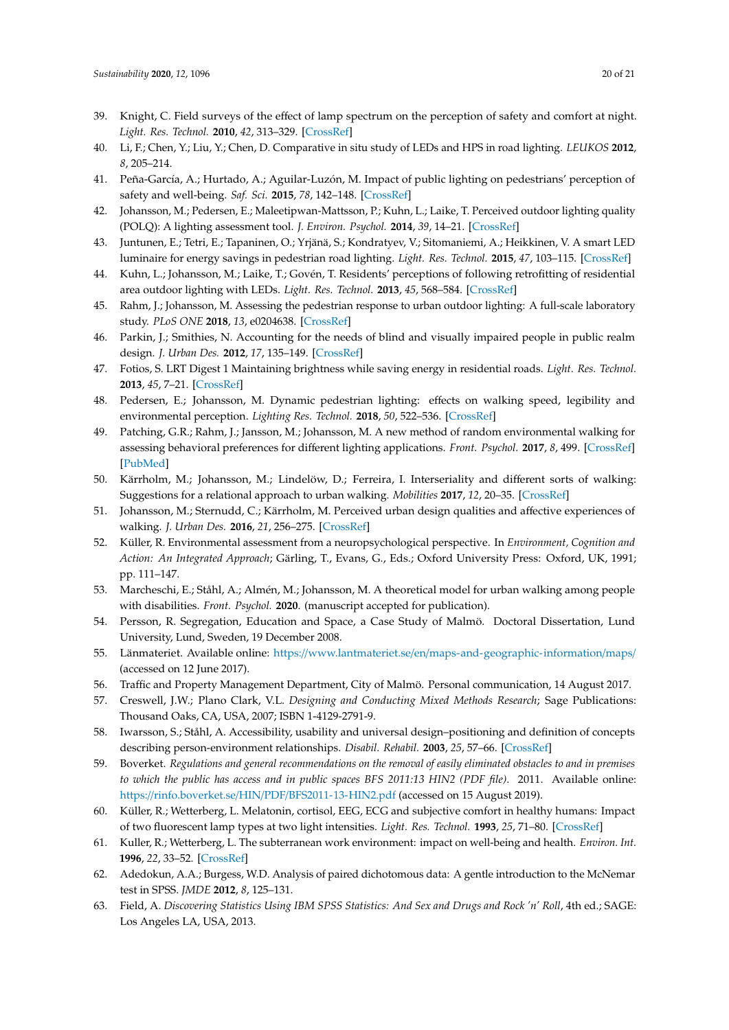39. Knight, C. Field surveys of the effect of lamp spectrum on the perception of safety and comfort at night. *Light. Res. Technol.* **2010**, *42*, 313–329. [CrossRef]
40. Li, F.; Chen, Y.; Liu, Y.; Chen, D. Comparative in situ study of LEDs and HPS in road lighting. *LEUKOS* **2012**, *8*, 205–214.
41. Peña-García, A.; Hurtado, A.; Aguilar-Luzón, M. Impact of public lighting on pedestrians' perception of safety and well-being. *Saf. Sci.* **2015**, *78*, 142–148. [CrossRef]
42. Johansson, M.; Pedersen, E.; Maleetipwan-Mattsson, P.; Kuhn, L.; Laike, T. Perceived outdoor lighting quality (POLQ): A lighting assessment tool. *J. Environ. Psychol.* **2014**, *39*, 14–21. [CrossRef]
43. Juntunen, E.; Tetri, E.; Tapaninen, O.; Yrjänä, S.; Kondratyev, V.; Sitomaniemi, A.; Heikkinen, V. A smart LED luminaire for energy savings in pedestrian road lighting. *Light. Res. Technol.* **2015**, *47*, 103–115. [CrossRef]
44. Kuhn, L.; Johansson, M.; Laike, T.; Govén, T. Residents' perceptions of following retrofitting of residential area outdoor lighting with LEDs. *Light. Res. Technol.* **2013**, *45*, 568–584. [CrossRef]
45. Rahm, J.; Johansson, M. Assessing the pedestrian response to urban outdoor lighting: A full-scale laboratory study. *PLoS ONE* **2018**, *13*, e0204638. [CrossRef]
46. Parkin, J.; Smithies, N. Accounting for the needs of blind and visually impaired people in public realm design. *J. Urban Des.* **2012**, *17*, 135–149. [CrossRef]
47. Fotios, S. LRT Digest 1 Maintaining brightness while saving energy in residential roads. *Light. Res. Technol.* **2013**, *45*, 7–21. [CrossRef]
48. Pedersen, E.; Johansson, M. Dynamic pedestrian lighting: effects on walking speed, legibility and environmental perception. *Lighting Res. Technol.* **2018**, *50*, 522–536. [CrossRef]
49. Patching, G.R.; Rahm, J.; Jansson, M.; Johansson, M. A new method of random environmental walking for assessing behavioral preferences for different lighting applications. *Front. Psychol.* **2017**, *8*, 499. [CrossRef] [PubMed]
50. Kärrholm, M.; Johansson, M.; Lindelöw, D.; Ferreira, I. Interseriality and different sorts of walking: Suggestions for a relational approach to urban walking. *Mobilities* **2017**, *12*, 20–35. [CrossRef]
51. Johansson, M.; Sternudd, C.; Kärrholm, M. Perceived urban design qualities and affective experiences of walking. *J. Urban Des.* **2016**, *21*, 256–275. [CrossRef]
52. Küller, R. Environmental assessment from a neuropsychological perspective. In *Environment, Cognition and Action: An Integrated Approach*; Gärling, T., Evans, G., Eds.; Oxford University Press: Oxford, UK, 1991; pp. 111–147.
53. Marcheschi, E.; Ståhl, A.; Almén, M.; Johansson, M. A theoretical model for urban walking among people with disabilities. *Front. Psychol.* **2020**. (manuscript accepted for publication).
54. Persson, R. Segregation, Education and Space, a Case Study of Malmö. Doctoral Dissertation, Lund University, Lund, Sweden, 19 December 2008.
55. Länmateriet. Available online: https://www.lantmateriet.se/en/maps-and-geographic-information/maps/ (accessed on 12 June 2017).
56. Traffic and Property Management Department, City of Malmö. Personal communication, 14 August 2017.
57. Creswell, J.W.; Plano Clark, V.L. *Designing and Conducting Mixed Methods Research*; Sage Publications: Thousand Oaks, CA, USA, 2007; ISBN 1-4129-2791-9.
58. Iwarsson, S.; Ståhl, A. Accessibility, usability and universal design–positioning and definition of concepts describing person-environment relationships. *Disabil. Rehabil.* **2003**, *25*, 57–66. [CrossRef]
59. Boverket. *Regulations and general recommendations on the removal of easily eliminated obstacles to and in premises to which the public has access and in public spaces BFS 2011:13 HIN2 (PDF file)*. 2011. Available online: https://rinfo.boverket.se/HIN/PDF/BFS2011-13-HIN2.pdf (accessed on 15 August 2019).
60. Küller, R.; Wetterberg, L. Melatonin, cortisol, EEG, ECG and subjective comfort in healthy humans: Impact of two fluorescent lamp types at two light intensities. *Light. Res. Technol.* **1993**, *25*, 71–80. [CrossRef]
61. Kuller, R.; Wetterberg, L. The subterranean work environment: impact on well-being and health. *Environ. Int.* **1996**, *22*, 33–52. [CrossRef]
62. Adedokun, A.A.; Burgess, W.D. Analysis of paired dichotomous data: A gentle introduction to the McNemar test in SPSS. *JMDE* **2012**, *8*, 125–131.
63. Field, A. *Discovering Statistics Using IBM SPSS Statistics: And Sex and Drugs and Rock 'n' Roll*, 4th ed.; SAGE: Los Angeles LA, USA, 2013.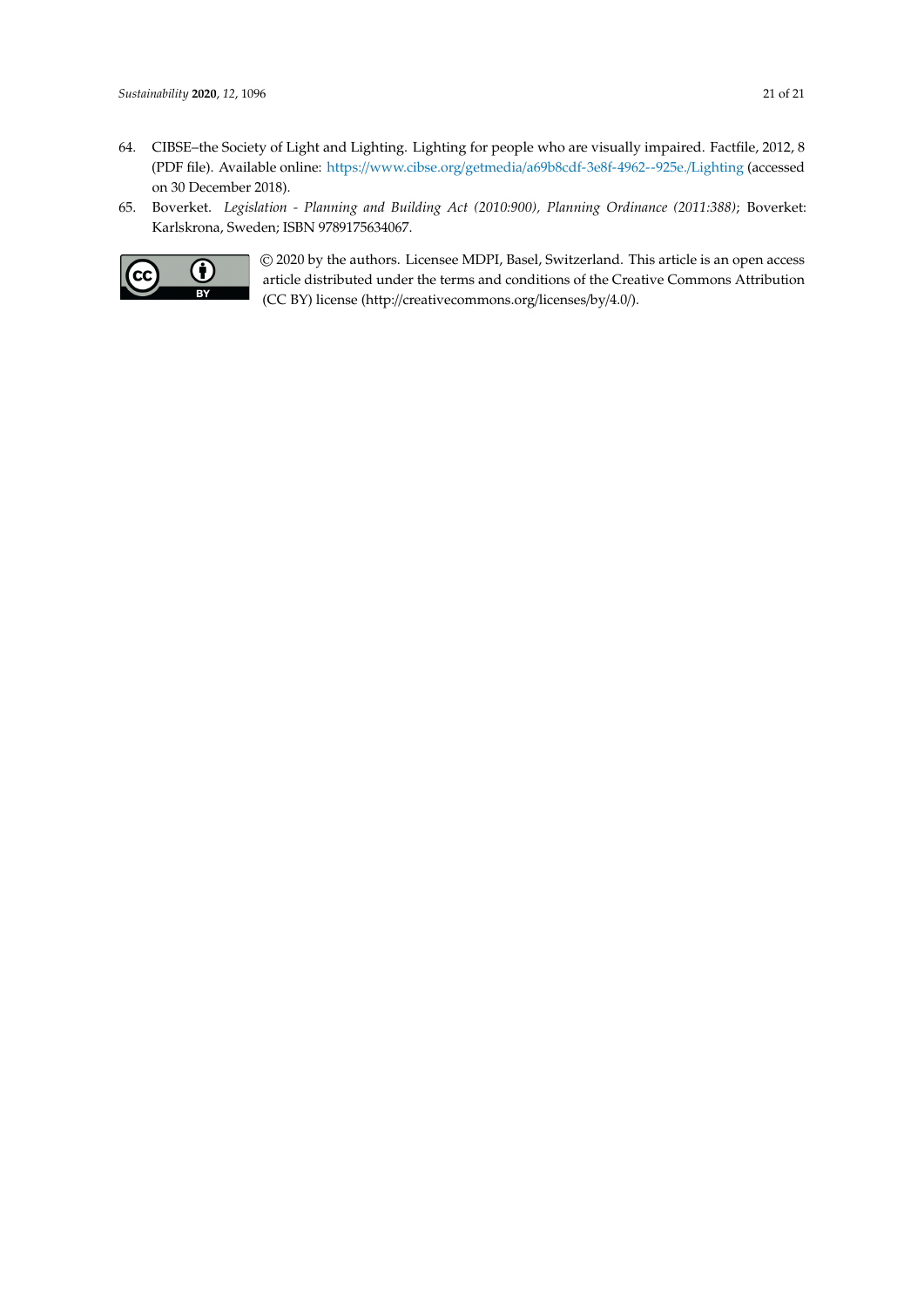64. CIBSE–the Society of Light and Lighting. Lighting for people who are visually impaired. Factfile, 2012, 8 (PDF file). Available online: https://www.cibse.org/getmedia/a69b8cdf-3e8f-4962--925e./Lighting (accessed on 30 December 2018).
65. Boverket. *Legislation - Planning and Building Act (2010:900), Planning Ordinance (2011:388)*; Boverket: Karlskrona, Sweden; ISBN 9789175634067.

© 2020 by the authors. Licensee MDPI, Basel, Switzerland. This article is an open access article distributed under the terms and conditions of the Creative Commons Attribution (CC BY) license (http://creativecommons.org/licenses/by/4.0/).